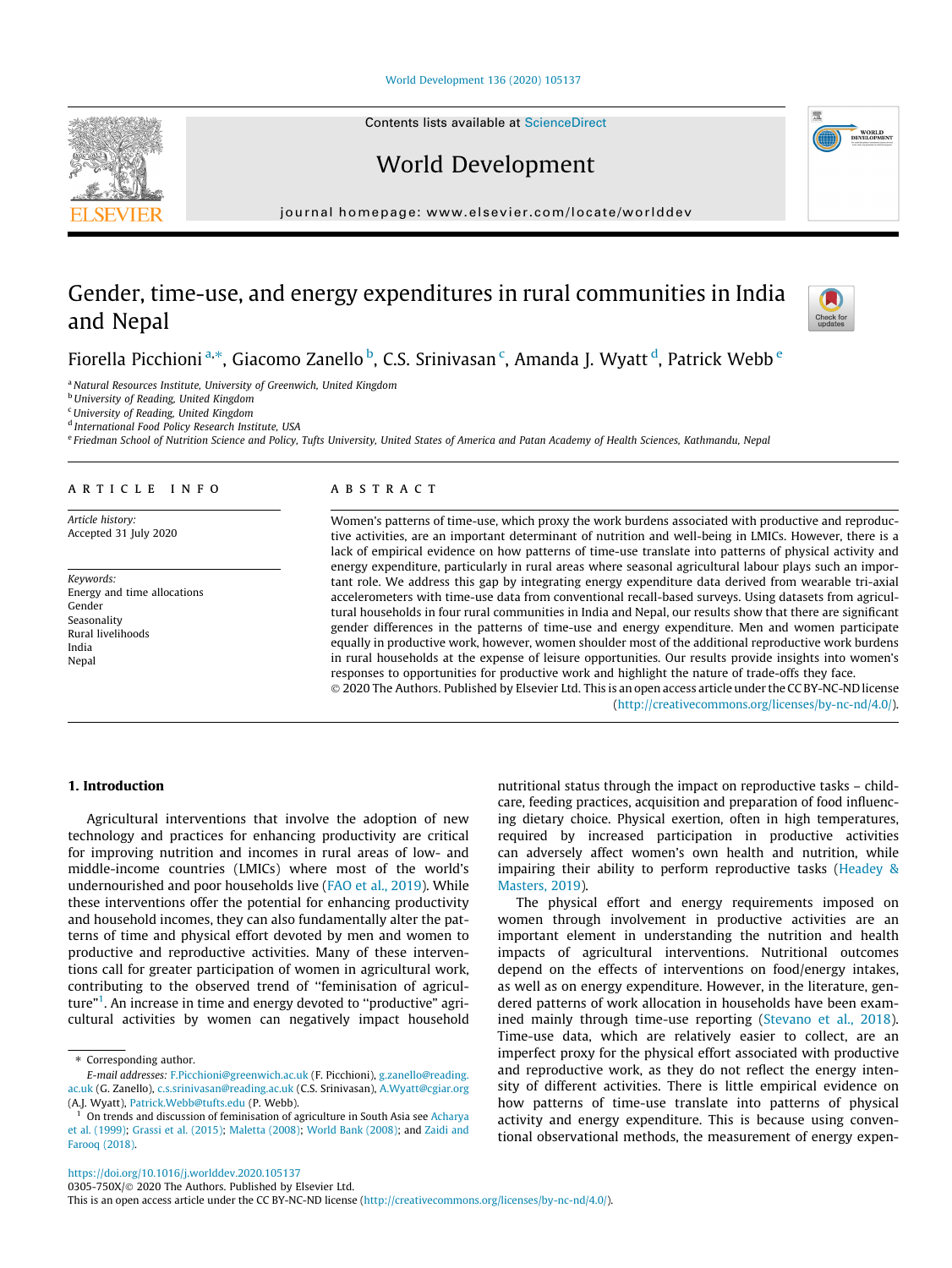# Gender, time-use, and energy expenditures in rural communities in India and Nepal

Fiorella Picchioni [a,*], Giacomo Zanello [b], C.S. Srinivasan [c], Amanda J. Wyatt [d], Patrick Webb [e]

[a] Natural Resources Institute, University of Greenwich, United Kingdom
[b] University of Reading, United Kingdom
[c] University of Reading, United Kingdom
[d] International Food Policy Research Institute, USA
[e] Friedman School of Nutrition Science and Policy, Tufts University, United States of America and Patan Academy of Health Sciences, Kathmandu, Nepal

## ARTICLE INFO

*Article history:*
Accepted 31 July 2020

*Keywords:*
Energy and time allocations
Gender
Seasonality
Rural livelihoods
India
Nepal

## ABSTRACT

Women's patterns of time-use, which proxy the work burdens associated with productive and reproductive activities, are an important determinant of nutrition and well-being in LMICs. However, there is a lack of empirical evidence on how patterns of time-use translate into patterns of physical activity and energy expenditure, particularly in rural areas where seasonal agricultural labour plays such an important role. We address this gap by integrating energy expenditure data derived from wearable tri-axial accelerometers with time-use data from conventional recall-based surveys. Using datasets from agricultural households in four rural communities in India and Nepal, our results show that there are significant gender differences in the patterns of time-use and energy expenditure. Men and women participate equally in productive work, however, women shoulder most of the additional reproductive work burdens in rural households at the expense of leisure opportunities. Our results provide insights into women's responses to opportunities for productive work and highlight the nature of trade-offs they face.

© 2020 The Authors. Published by Elsevier Ltd. This is an open access article under the CC BY-NC-ND license (http://creativecommons.org/licenses/by-nc-nd/4.0/).

## 1. Introduction

Agricultural interventions that involve the adoption of new technology and practices for enhancing productivity are critical for improving nutrition and incomes in rural areas of low- and middle-income countries (LMICs) where most of the world's undernourished and poor households live (FAO et al., 2019). While these interventions offer the potential for enhancing productivity and household incomes, they can also fundamentally alter the patterns of time and physical effort devoted by men and women to productive and reproductive activities. Many of these interventions call for greater participation of women in agricultural work, contributing to the observed trend of "feminisation of agriculture"[1]. An increase in time and energy devoted to "productive" agricultural activities by women can negatively impact household nutritional status through the impact on reproductive tasks – childcare, feeding practices, acquisition and preparation of food influencing dietary choice. Physical exertion, often in high temperatures, required by increased participation in productive activities can adversely affect women's own health and nutrition, while impairing their ability to perform reproductive tasks (Headey & Masters, 2019).

The physical effort and energy requirements imposed on women through involvement in productive activities are an important element in understanding the nutrition and health impacts of agricultural interventions. Nutritional outcomes depend on the effects of interventions on food/energy intakes, as well as on energy expenditure. However, in the literature, gendered patterns of work allocation in households have been examined mainly through time-use reporting (Stevano et al., 2018). Time-use data, which are relatively easier to collect, are an imperfect proxy for the physical effort associated with productive and reproductive work, as they do not reflect the energy intensity of different activities. There is little empirical evidence on how patterns of time-use translate into patterns of physical activity and energy expenditure. This is because using conventional observational methods, the measurement of energy expen-

* Corresponding author.
*E-mail addresses:* F.Picchioni@greenwich.ac.uk (F. Picchioni), g.zanello@reading.ac.uk (G. Zanello), c.s.srinivasan@reading.ac.uk (C.S. Srinivasan), A.Wyatt@cgiar.org (A.J. Wyatt), Patrick.Webb@tufts.edu (P. Webb).

[1] On trends and discussion of feminisation of agriculture in South Asia see Acharya et al. (1999); Grassi et al. (2015); Maletta (2008); World Bank (2008); and Zaidi and Farooq (2018).

https://doi.org/10.1016/j.worlddev.2020.105137
0305-750X/© 2020 The Authors. Published by Elsevier Ltd.
This is an open access article under the CC BY-NC-ND license (http://creativecommons.org/licenses/by-nc-nd/4.0/).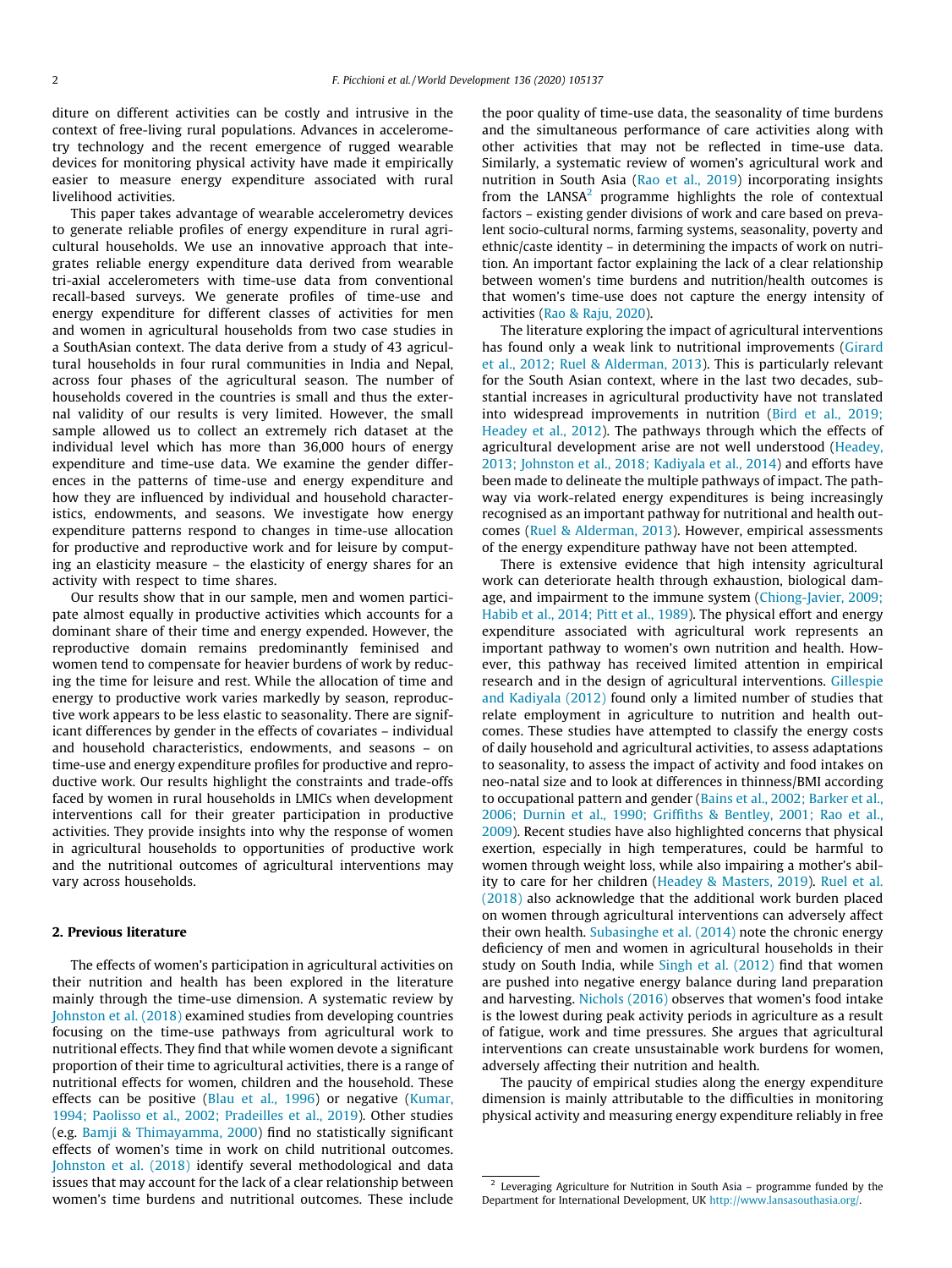diture on different activities can be costly and intrusive in the context of free-living rural populations. Advances in accelerometry technology and the recent emergence of rugged wearable devices for monitoring physical activity have made it empirically easier to measure energy expenditure associated with rural livelihood activities.

This paper takes advantage of wearable accelerometry devices to generate reliable profiles of energy expenditure in rural agricultural households. We use an innovative approach that integrates reliable energy expenditure data derived from wearable tri-axial accelerometers with time-use data from conventional recall-based surveys. We generate profiles of time-use and energy expenditure for different classes of activities for men and women in agricultural households from two case studies in a SouthAsian context. The data derive from a study of 43 agricultural households in four rural communities in India and Nepal, across four phases of the agricultural season. The number of households covered in the countries is small and thus the external validity of our results is very limited. However, the small sample allowed us to collect an extremely rich dataset at the individual level which has more than 36,000 hours of energy expenditure and time-use data. We examine the gender differences in the patterns of time-use and energy expenditure and how they are influenced by individual and household characteristics, endowments, and seasons. We investigate how energy expenditure patterns respond to changes in time-use allocation for productive and reproductive work and for leisure by computing an elasticity measure – the elasticity of energy shares for an activity with respect to time shares.

Our results show that in our sample, men and women participate almost equally in productive activities which accounts for a dominant share of their time and energy expended. However, the reproductive domain remains predominantly feminised and women tend to compensate for heavier burdens of work by reducing the time for leisure and rest. While the allocation of time and energy to productive work varies markedly by season, reproductive work appears to be less elastic to seasonality. There are significant differences by gender in the effects of covariates – individual and household characteristics, endowments, and seasons – on time-use and energy expenditure profiles for productive and reproductive work. Our results highlight the constraints and trade-offs faced by women in rural households in LMICs when development interventions call for their greater participation in productive activities. They provide insights into why the response of women in agricultural households to opportunities of productive work and the nutritional outcomes of agricultural interventions may vary across households.

## 2. Previous literature

The effects of women's participation in agricultural activities on their nutrition and health has been explored in the literature mainly through the time-use dimension. A systematic review by Johnston et al. (2018) examined studies from developing countries focusing on the time-use pathways from agricultural work to nutritional effects. They find that while women devote a significant proportion of their time to agricultural activities, there is a range of nutritional effects for women, children and the household. These effects can be positive (Blau et al., 1996) or negative (Kumar, 1994; Paolisso et al., 2002; Pradeilles et al., 2019). Other studies (e.g. Bamji & Thimayamma, 2000) find no statistically significant effects of women's time in work on child nutritional outcomes. Johnston et al. (2018) identify several methodological and data issues that may account for the lack of a clear relationship between women's time burdens and nutritional outcomes. These include the poor quality of time-use data, the seasonality of time burdens and the simultaneous performance of care activities along with other activities that may not be reflected in time-use data. Similarly, a systematic review of women's agricultural work and nutrition in South Asia (Rao et al., 2019) incorporating insights from the LANSA[2] programme highlights the role of contextual factors – existing gender divisions of work and care based on prevalent socio-cultural norms, farming systems, seasonality, poverty and ethnic/caste identity – in determining the impacts of work on nutrition. An important factor explaining the lack of a clear relationship between women's time burdens and nutrition/health outcomes is that women's time-use does not capture the energy intensity of activities (Rao & Raju, 2020).

The literature exploring the impact of agricultural interventions has found only a weak link to nutritional improvements (Girard et al., 2012; Ruel & Alderman, 2013). This is particularly relevant for the South Asian context, where in the last two decades, substantial increases in agricultural productivity have not translated into widespread improvements in nutrition (Bird et al., 2019; Headey et al., 2012). The pathways through which the effects of agricultural development arise are not well understood (Headey, 2013; Johnston et al., 2018; Kadiyala et al., 2014) and efforts have been made to delineate the multiple pathways of impact. The pathway via work-related energy expenditures is being increasingly recognised as an important pathway for nutritional and health outcomes (Ruel & Alderman, 2013). However, empirical assessments of the energy expenditure pathway have not been attempted.

There is extensive evidence that high intensity agricultural work can deteriorate health through exhaustion, biological damage, and impairment to the immune system (Chiong-Javier, 2009; Habib et al., 2014; Pitt et al., 1989). The physical effort and energy expenditure associated with agricultural work represents an important pathway to women's own nutrition and health. However, this pathway has received limited attention in empirical research and in the design of agricultural interventions. Gillespie and Kadiyala (2012) found only a limited number of studies that relate employment in agriculture to nutrition and health outcomes. These studies have attempted to classify the energy costs of daily household and agricultural activities, to assess adaptations to seasonality, to assess the impact of activity and food intakes on neo-natal size and to look at differences in thinness/BMI according to occupational pattern and gender (Bains et al., 2002; Barker et al., 2006; Durnin et al., 1990; Griffiths & Bentley, 2001; Rao et al., 2009). Recent studies have also highlighted concerns that physical exertion, especially in high temperatures, could be harmful to women through weight loss, while also impairing a mother's ability to care for her children (Headey & Masters, 2019). Ruel et al. (2018) also acknowledge that the additional work burden placed on women through agricultural interventions can adversely affect their own health. Subasinghe et al. (2014) note the chronic energy deficiency of men and women in agricultural households in their study on South India, while Singh et al. (2012) find that women are pushed into negative energy balance during land preparation and harvesting. Nichols (2016) observes that women's food intake is the lowest during peak activity periods in agriculture as a result of fatigue, work and time pressures. She argues that agricultural interventions can create unsustainable work burdens for women, adversely affecting their nutrition and health.

The paucity of empirical studies along the energy expenditure dimension is mainly attributable to the difficulties in monitoring physical activity and measuring energy expenditure reliably in free

[2] Leveraging Agriculture for Nutrition in South Asia – programme funded by the Department for International Development, UK http://www.lansasouthasia.org/.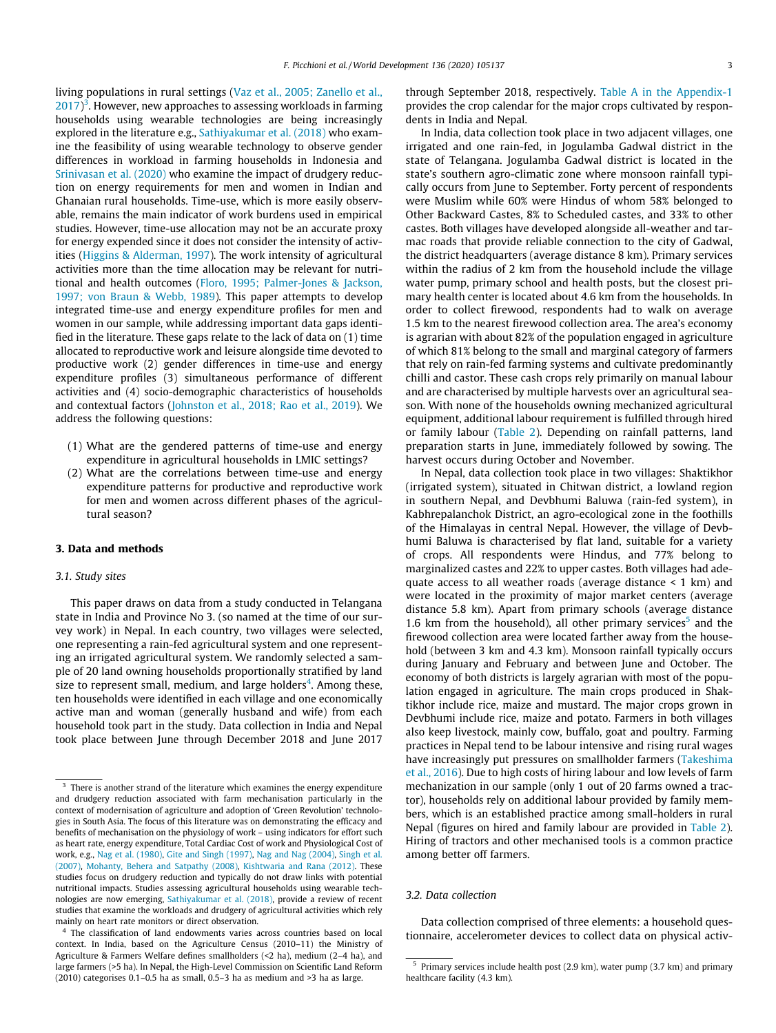living populations in rural settings (Vaz et al., 2005; Zanello et al., 2017)[3]. However, new approaches to assessing workloads in farming households using wearable technologies are being increasingly explored in the literature e.g., Sathiyakumar et al. (2018) who examine the feasibility of using wearable technology to observe gender differences in workload in farming households in Indonesia and Srinivasan et al. (2020) who examine the impact of drudgery reduction on energy requirements for men and women in Indian and Ghanaian rural households. Time-use, which is more easily observable, remains the main indicator of work burdens used in empirical studies. However, time-use allocation may not be an accurate proxy for energy expended since it does not consider the intensity of activities (Higgins & Alderman, 1997). The work intensity of agricultural activities more than the time allocation may be relevant for nutritional and health outcomes (Floro, 1995; Palmer-Jones & Jackson, 1997; von Braun & Webb, 1989). This paper attempts to develop integrated time-use and energy expenditure profiles for men and women in our sample, while addressing important data gaps identified in the literature. These gaps relate to the lack of data on (1) time allocated to reproductive work and leisure alongside time devoted to productive work (2) gender differences in time-use and energy expenditure profiles (3) simultaneous performance of different activities and (4) socio-demographic characteristics of households and contextual factors (Johnston et al., 2018; Rao et al., 2019). We address the following questions:

(1) What are the gendered patterns of time-use and energy expenditure in agricultural households in LMIC settings?
(2) What are the correlations between time-use and energy expenditure patterns for productive and reproductive work for men and women across different phases of the agricultural season?

## 3. Data and methods

### 3.1. Study sites

This paper draws on data from a study conducted in Telangana state in India and Province No 3. (so named at the time of our survey work) in Nepal. In each country, two villages were selected, one representing a rain-fed agricultural system and one representing an irrigated agricultural system. We randomly selected a sample of 20 land owning households proportionally stratified by land size to represent small, medium, and large holders[4]. Among these, ten households were identified in each village and one economically active man and woman (generally husband and wife) from each household took part in the study. Data collection in India and Nepal took place between June through December 2018 and June 2017 through September 2018, respectively. Table A in the Appendix-1 provides the crop calendar for the major crops cultivated by respondents in India and Nepal.

In India, data collection took place in two adjacent villages, one irrigated and one rain-fed, in Jogulamba Gadwal district in the state of Telangana. Jogulamba Gadwal district is located in the state's southern agro-climatic zone where monsoon rainfall typically occurs from June to September. Forty percent of respondents were Muslim while 60% were Hindus of whom 58% belonged to Other Backward Castes, 8% to Scheduled castes, and 33% to other castes. Both villages have developed alongside all-weather and tarmac roads that provide reliable connection to the city of Gadwal, the district headquarters (average distance 8 km). Primary services within the radius of 2 km from the household include the village water pump, primary school and health posts, but the closest primary health center is located about 4.6 km from the households. In order to collect firewood, respondents had to walk on average 1.5 km to the nearest firewood collection area. The area's economy is agrarian with about 82% of the population engaged in agriculture of which 81% belong to the small and marginal category of farmers that rely on rain-fed farming systems and cultivate predominantly chilli and castor. These cash crops rely primarily on manual labour and are characterised by multiple harvests over an agricultural season. With none of the households owning mechanized agricultural equipment, additional labour requirement is fulfilled through hired or family labour (Table 2). Depending on rainfall patterns, land preparation starts in June, immediately followed by sowing. The harvest occurs during October and November.

In Nepal, data collection took place in two villages: Shaktikhor (irrigated system), situated in Chitwan district, a lowland region in southern Nepal, and Devbhumi Baluwa (rain-fed system), in Kabhrepalanchok District, an agro-ecological zone in the foothills of the Himalayas in central Nepal. However, the village of Devbhumi Baluwa is characterised by flat land, suitable for a variety of crops. All respondents were Hindus, and 77% belong to marginalized castes and 22% to upper castes. Both villages had adequate access to all weather roads (average distance < 1 km) and were located in the proximity of major market centers (average distance 5.8 km). Apart from primary schools (average distance 1.6 km from the household), all other primary services[5] and the firewood collection area were located farther away from the household (between 3 km and 4.3 km). Monsoon rainfall typically occurs during January and February and between June and October. The economy of both districts is largely agrarian with most of the population engaged in agriculture. The main crops produced in Shaktikhor include rice, maize and mustard. The major crops grown in Devbhumi include rice, maize and potato. Farmers in both villages also keep livestock, mainly cow, buffalo, goat and poultry. Farming practices in Nepal tend to be labour intensive and rising rural wages have increasingly put pressures on smallholder farmers (Takeshima et al., 2016). Due to high costs of hiring labour and low levels of farm mechanization in our sample (only 1 out of 20 farms owned a tractor), households rely on additional labour provided by family members, which is an established practice among small-holders in rural Nepal (figures on hired and family labour are provided in Table 2). Hiring of tractors and other mechanised tools is a common practice among better off farmers.

### 3.2. Data collection

Data collection comprised of three elements: a household questionnaire, accelerometer devices to collect data on physical activ-

---

[3] There is another strand of the literature which examines the energy expenditure and drudgery reduction associated with farm mechanisation particularly in the context of modernisation of agriculture and adoption of 'Green Revolution' technologies in South Asia. The focus of this literature was on demonstrating the efficacy and benefits of mechanisation on the physiology of work – using indicators for effort such as heart rate, energy expenditure, Total Cardiac Cost of work and Physiological Cost of work, e.g., Nag et al. (1980), Gite and Singh (1997), Nag and Nag (2004), Singh et al. (2007), Mohanty, Behera and Satpathy (2008), Kishtwaria and Rana (2012). These studies focus on drudgery reduction and typically do not draw links with potential nutritional impacts. Studies assessing agricultural households using wearable technologies are now emerging, Sathiyakumar et al. (2018), provide a review of recent studies that examine the workloads and drudgery of agricultural activities which rely mainly on heart rate monitors or direct observation.

[4] The classification of land endowments varies across countries based on local context. In India, based on the Agriculture Census (2010–11) the Ministry of Agriculture & Farmers Welfare defines smallholders (<2 ha), medium (2–4 ha), and large farmers (>5 ha). In Nepal, the High-Level Commission on Scientific Land Reform (2010) categorises 0.1–0.5 ha as small, 0.5–3 ha as medium and >3 ha as large.

[5] Primary services include health post (2.9 km), water pump (3.7 km) and primary healthcare facility (4.3 km).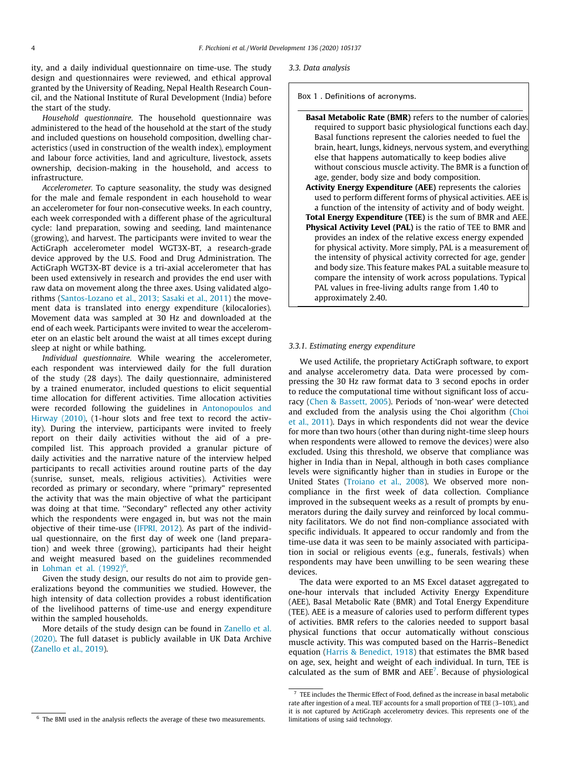ity, and a daily individual questionnaire on time-use. The study design and questionnaires were reviewed, and ethical approval granted by the University of Reading, Nepal Health Research Council, and the National Institute of Rural Development (India) before the start of the study.

*Household questionnaire.* The household questionnaire was administered to the head of the household at the start of the study and included questions on household composition, dwelling characteristics (used in construction of the wealth index), employment and labour force activities, land and agriculture, livestock, assets ownership, decision-making in the household, and access to infrastructure.

*Accelerometer.* To capture seasonality, the study was designed for the male and female respondent in each household to wear an accelerometer for four non-consecutive weeks. In each country, each week corresponded with a different phase of the agricultural cycle: land preparation, sowing and seeding, land maintenance (growing), and harvest. The participants were invited to wear the ActiGraph accelerometer model WGT3X-BT, a research-grade device approved by the U.S. Food and Drug Administration. The ActiGraph WGT3X-BT device is a tri-axial accelerometer that has been used extensively in research and provides the end user with raw data on movement along the three axes. Using validated algorithms (Santos-Lozano et al., 2013; Sasaki et al., 2011) the movement data is translated into energy expenditure (kilocalories). Movement data was sampled at 30 Hz and downloaded at the end of each week. Participants were invited to wear the accelerometer on an elastic belt around the waist at all times except during sleep at night or while bathing.

*Individual questionnaire.* While wearing the accelerometer, each respondent was interviewed daily for the full duration of the study (28 days). The daily questionnaire, administered by a trained enumerator, included questions to elicit sequential time allocation for different activities. Time allocation activities were recorded following the guidelines in Antonopoulos and Hirway (2010), (1-hour slots and free text to record the activity). During the interview, participants were invited to freely report on their daily activities without the aid of a pre-compiled list. This approach provided a granular picture of daily activities and the narrative nature of the interview helped participants to recall activities around routine parts of the day (sunrise, sunset, meals, religious activities). Activities were recorded as primary or secondary, where "primary" represented the activity that was the main objective of what the participant was doing at that time. "Secondary" reflected any other activity which the respondents were engaged in, but was not the main objective of their time-use (IFPRI, 2012). As part of the individual questionnaire, on the first day of week one (land preparation) and week three (growing), participants had their height and weight measured based on the guidelines recommended in Lohman et al. (1992)[6].

Given the study design, our results do not aim to provide generalizations beyond the communities we studied. However, the high intensity of data collection provides a robust identification of the livelihood patterns of time-use and energy expenditure within the sampled households.

More details of the study design can be found in Zanello et al. (2020). The full dataset is publicly available in UK Data Archive (Zanello et al., 2019).

### 3.3. Data analysis

> Box 1 . Definitions of acronyms.
>
> **Basal Metabolic Rate (BMR)** refers to the number of calories required to support basic physiological functions each day. Basal functions represent the calories needed to fuel the brain, heart, lungs, kidneys, nervous system, and everything else that happens automatically to keep bodies alive without conscious muscle activity. The BMR is a function of age, gender, body size and body composition.
>
> **Activity Energy Expenditure (AEE)** represents the calories used to perform different forms of physical activities. AEE is a function of the intensity of activity and of body weight.
>
> **Total Energy Expenditure (TEE)** is the sum of BMR and AEE.
>
> **Physical Activity Level (PAL)** is the ratio of TEE to BMR and provides an index of the relative excess energy expended for physical activity. More simply, PAL is a measurement of the intensity of physical activity corrected for age, gender and body size. This feature makes PAL a suitable measure to compare the intensity of work across populations. Typical PAL values in free-living adults range from 1.40 to approximately 2.40.

#### 3.3.1. Estimating energy expenditure

We used Actilife, the proprietary ActiGraph software, to export and analyse accelerometry data. Data were processed by compressing the 30 Hz raw format data to 3 second epochs in order to reduce the computational time without significant loss of accuracy (Chen & Bassett, 2005). Periods of 'non-wear' were detected and excluded from the analysis using the Choi algorithm (Choi et al., 2011). Days in which respondents did not wear the device for more than two hours (other than during night-time sleep hours when respondents were allowed to remove the devices) were also excluded. Using this threshold, we observe that compliance was higher in India than in Nepal, although in both cases compliance levels were significantly higher than in studies in Europe or the United States (Troiano et al., 2008). We observed more non-compliance in the first week of data collection. Compliance improved in the subsequent weeks as a result of prompts by enumerators during the daily survey and reinforced by local community facilitators. We do not find non-compliance associated with specific individuals. It appeared to occur randomly and from the time-use data it was seen to be mainly associated with participation in social or religious events (e.g., funerals, festivals) when respondents may have been unwilling to be seen wearing these devices.

The data were exported to an MS Excel dataset aggregated to one-hour intervals that included Activity Energy Expenditure (AEE), Basal Metabolic Rate (BMR) and Total Energy Expenditure (TEE). AEE is a measure of calories used to perform different types of activities. BMR refers to the calories needed to support basal physical functions that occur automatically without conscious muscle activity. This was computed based on the Harris–Benedict equation (Harris & Benedict, 1918) that estimates the BMR based on age, sex, height and weight of each individual. In turn, TEE is calculated as the sum of BMR and AEE[7]. Because of physiological

[6] The BMI used in the analysis reflects the average of these two measurements.

[7] TEE includes the Thermic Effect of Food, defined as the increase in basal metabolic rate after ingestion of a meal. TEF accounts for a small proportion of TEE (3–10%), and it is not captured by ActiGraph accelerometry devices. This represents one of the limitations of using said technology.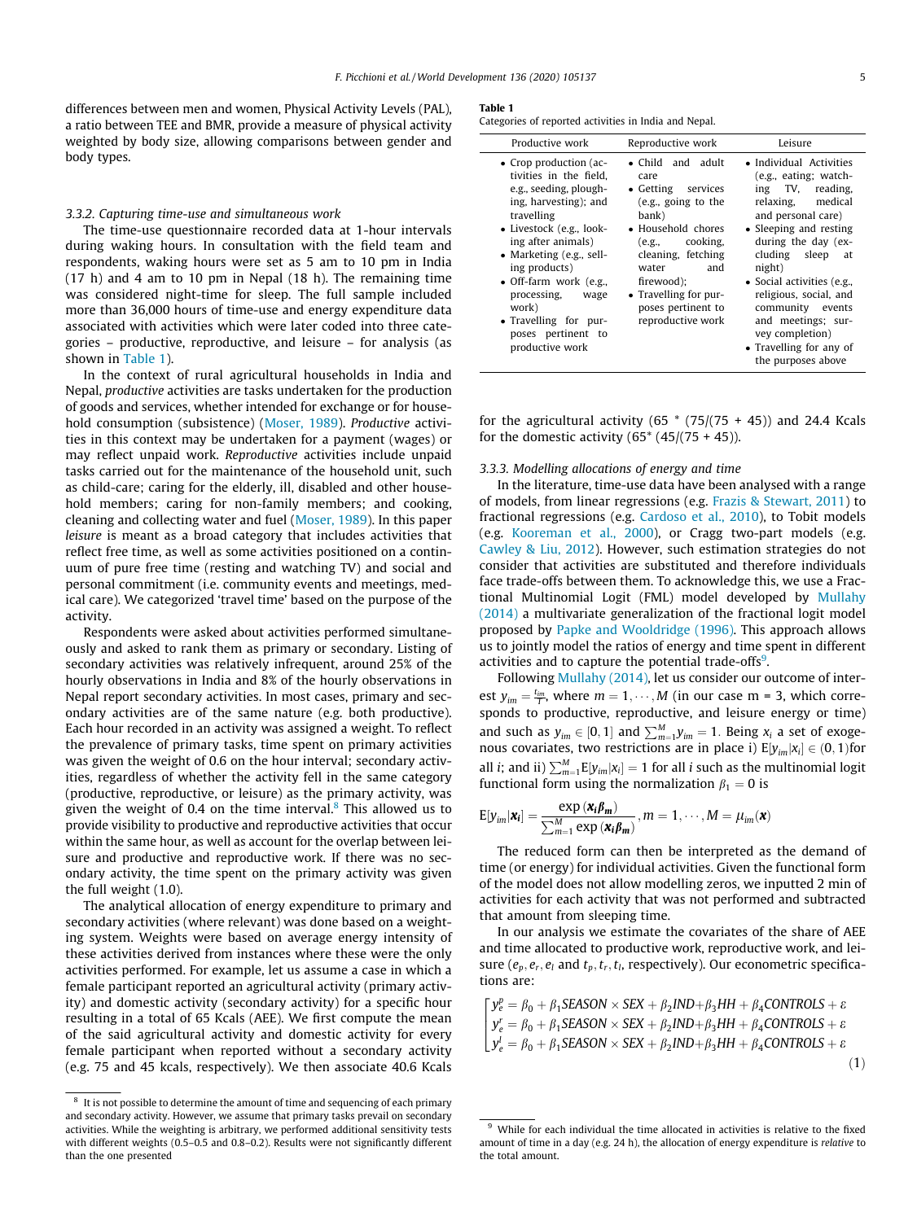differences between men and women, Physical Activity Levels (PAL), a ratio between TEE and BMR, provide a measure of physical activity weighted by body size, allowing comparisons between gender and body types.

### 3.3.2. Capturing time-use and simultaneous work

The time-use questionnaire recorded data at 1-hour intervals during waking hours. In consultation with the field team and respondents, waking hours were set as 5 am to 10 pm in India (17 h) and 4 am to 10 pm in Nepal (18 h). The remaining time was considered night-time for sleep. The full sample included more than 36,000 hours of time-use and energy expenditure data associated with activities which were later coded into three categories – productive, reproductive, and leisure – for analysis (as shown in Table 1).

In the context of rural agricultural households in India and Nepal, *productive* activities are tasks undertaken for the production of goods and services, whether intended for exchange or for household consumption (subsistence) (Moser, 1989). *Productive* activities in this context may be undertaken for a payment (wages) or may reflect unpaid work. *Reproductive* activities include unpaid tasks carried out for the maintenance of the household unit, such as child-care; caring for the elderly, ill, disabled and other household members; caring for non-family members; and cooking, cleaning and collecting water and fuel (Moser, 1989). In this paper *leisure* is meant as a broad category that includes activities that reflect free time, as well as some activities positioned on a continuum of pure free time (resting and watching TV) and social and personal commitment (i.e. community events and meetings, medical care). We categorized 'travel time' based on the purpose of the activity.

Respondents were asked about activities performed simultaneously and asked to rank them as primary or secondary. Listing of secondary activities was relatively infrequent, around 25% of the hourly observations in India and 8% of the hourly observations in Nepal report secondary activities. In most cases, primary and secondary activities are of the same nature (e.g. both productive). Each hour recorded in an activity was assigned a weight. To reflect the prevalence of primary tasks, time spent on primary activities was given the weight of 0.6 on the hour interval; secondary activities, regardless of whether the activity fell in the same category (productive, reproductive, or leisure) as the primary activity, was given the weight of 0.4 on the time interval.[8] This allowed us to provide visibility to productive and reproductive activities that occur within the same hour, as well as account for the overlap between leisure and productive and reproductive work. If there was no secondary activity, the time spent on the primary activity was given the full weight (1.0).

The analytical allocation of energy expenditure to primary and secondary activities (where relevant) was done based on a weighting system. Weights were based on average energy intensity of these activities derived from instances where these were the only activities performed. For example, let us assume a case in which a female participant reported an agricultural activity (primary activity) and domestic activity (secondary activity) for a specific hour resulting in a total of 65 Kcals (AEE). We first compute the mean of the said agricultural activity and domestic activity for every female participant when reported without a secondary activity (e.g. 75 and 45 kcals, respectively). We then associate 40.6 Kcals for the agricultural activity (65 * (75/(75 + 45)) and 24.4 Kcals for the domestic activity (65* (45/(75 + 45)).

**Table 1**
Categories of reported activities in India and Nepal.

| Productive work | Reproductive work | Leisure |
|---|---|---|
| • Crop production (activities in the field, e.g., seeding, ploughing, harvesting); and travelling<br>• Livestock (e.g., looking after animals)<br>• Marketing (e.g., selling products)<br>• Off-farm work (e.g., processing, wage work)<br>• Travelling for purposes pertinent to productive work | • Child and adult care<br>• Getting services (e.g., going to the bank)<br>• Household chores (e.g., cooking, cleaning, fetching water and firewood);<br>• Travelling for purposes pertinent to reproductive work | • Individual Activities (e.g., eating; watching TV, reading, relaxing, medical and personal care)<br>• Sleeping and resting during the day (excluding sleep at night)<br>• Social activities (e.g., religious, social, and community events and meetings; survey completion)<br>• Travelling for any of the purposes above |

### 3.3.3. Modelling allocations of energy and time

In the literature, time-use data have been analysed with a range of models, from linear regressions (e.g. Frazis & Stewart, 2011) to fractional regressions (e.g. Cardoso et al., 2010), to Tobit models (e.g. Kooreman et al., 2000), or Cragg two-part models (e.g. Cawley & Liu, 2012). However, such estimation strategies do not consider that activities are substituted and therefore individuals face trade-offs between them. To acknowledge this, we use a Fractional Multinomial Logit (FML) model developed by Mullahy (2014) a multivariate generalization of the fractional logit model proposed by Papke and Wooldridge (1996). This approach allows us to jointly model the ratios of energy and time spent in different activities and to capture the potential trade-offs[9].

Following Mullahy (2014), let us consider our outcome of interest $y_{im} = \frac{t_{im}}{T}$, where $m = 1, \cdots, M$ (in our case m = 3, which corresponds to productive, reproductive, and leisure energy or time) and such as $y_{im} \in [0, 1]$ and $\sum_{m=1}^{M} y_{im} = 1$. Being $x_i$ a set of exogenous covariates, two restrictions are in place i) $\mathrm{E}[y_{im}|x_i] \in (0, 1)$for all $i$; and ii) $\sum_{m=1}^{M} \mathrm{E}[y_{im}|x_i] = 1$ for all $i$ such as the multinomial logit functional form using the normalization $\beta_1 = 0$ is

$$\mathrm{E}[y_{im}|\boldsymbol{x_i}] = \frac{\exp(\boldsymbol{x_i \beta_m})}{\sum_{m=1}^{M} \exp(\boldsymbol{x_i \beta_m})}, m = 1, \cdots, M = \mu_{im}(\boldsymbol{x})$$

The reduced form can then be interpreted as the demand of time (or energy) for individual activities. Given the functional form of the model does not allow modelling zeros, we inputted 2 min of activities for each activity that was not performed and subtracted that amount from sleeping time.

In our analysis we estimate the covariates of the share of AEE and time allocated to productive work, reproductive work, and leisure ($e_p, e_r, e_l$ and $t_p, t_r, t_l$, respectively). Our econometric specifications are:

$$\begin{bmatrix} y_e^p = \beta_0 + \beta_1 SEASON \times SEX + \beta_2 IND + \beta_3 HH + \beta_4 CONTROLS + \varepsilon \\ y_e^r = \beta_0 + \beta_1 SEASON \times SEX + \beta_2 IND + \beta_3 HH + \beta_4 CONTROLS + \varepsilon \\ y_e^l = \beta_0 + \beta_1 SEASON \times SEX + \beta_2 IND + \beta_3 HH + \beta_4 CONTROLS + \varepsilon \end{bmatrix} \quad (1)$$

---

[8] It is not possible to determine the amount of time and sequencing of each primary and secondary activity. However, we assume that primary tasks prevail on secondary activities. While the weighting is arbitrary, we performed additional sensitivity tests with different weights (0.5–0.5 and 0.8–0.2). Results were not significantly different than the one presented

[9] While for each individual the time allocated in activities is relative to the fixed amount of time in a day (e.g. 24 h), the allocation of energy expenditure is *relative* to the total amount.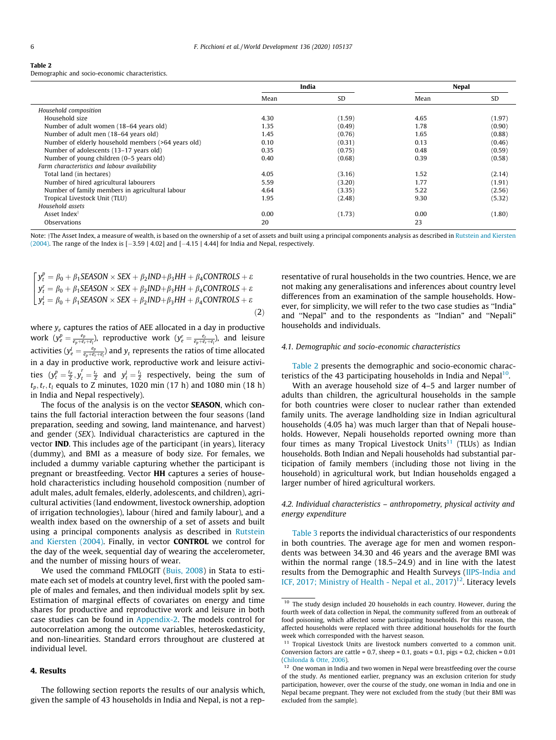**Table 2**
Demographic and socio-economic characteristics.

| | India | | Nepal | |
|---|---|---|---|---|
| | Mean | SD | Mean | SD |
| *Household composition* | | | | |
| Household size | 4.30 | (1.59) | 4.65 | (1.97) |
| Number of adult women (18–64 years old) | 1.35 | (0.49) | 1.78 | (0.90) |
| Number of adult men (18–64 years old) | 1.45 | (0.76) | 1.65 | (0.88) |
| Number of elderly household members (>64 years old) | 0.10 | (0.31) | 0.13 | (0.46) |
| Number of adolescents (13–17 years old) | 0.35 | (0.75) | 0.48 | (0.59) |
| Number of young children (0–5 years old) | 0.40 | (0.68) | 0.39 | (0.58) |
| *Farm characteristics and labour availability* | | | | |
| Total land (in hectares) | 4.05 | (3.16) | 1.52 | (2.14) |
| Number of hired agricultural labourers | 5.59 | (3.20) | 1.77 | (1.91) |
| Number of family members in agricultural labour | 4.64 | (3.35) | 5.22 | (2.56) |
| Tropical Livestock Unit (TLU) | 1.95 | (2.48) | 9.30 | (5.32) |
| *Household assets* | | | | |
| Asset Index† | 0.00 | (1.73) | 0.00 | (1.80) |
| Observations | 20 | | 23 | |

Note: †The Asset Index, a measure of wealth, is based on the ownership of a set of assets and built using a principal components analysis as described in Rutstein and Kiersten (2004). The range of the Index is [−3.59 | 4.02] and [−4.15 | 4.44] for India and Nepal, respectively.

$$
\begin{bmatrix}
y_t^p = \beta_0 + \beta_1 SEASON \times SEX + \beta_2 IND + \beta_3 HH + \beta_4 CONTROLS + \varepsilon \\
y_t^r = \beta_0 + \beta_1 SEASON \times SEX + \beta_2 IND + \beta_3 HH + \beta_4 CONTROLS + \varepsilon \\
y_t^l = \beta_0 + \beta_1 SEASON \times SEX + \beta_2 IND + \beta_3 HH + \beta_4 CONTROLS + \varepsilon
\end{bmatrix}
\tag{2}
$$

where $y_e$ captures the ratios of AEE allocated in a day in productive work ($y_e^p = \frac{e_p}{e_p+e_r+e_l}$), reproductive work ($y_e^r = \frac{e_r}{e_p+e_r+e_l}$), and leisure activities ($y_e^l = \frac{e_p}{e_p+e_r+e_l}$) and $y_t$ represents the ratios of time allocated in a day in productive work, reproductive work and leisure activities ($y_t^p = \frac{t_p}{Z}, y_t^r = \frac{t_r}{Z}$ and $y_t^l = \frac{t_l}{Z}$ respectively, being the sum of $t_p, t_r, t_l$ equals to Z minutes, 1020 min (17 h) and 1080 min (18 h) in India and Nepal respectively).

The focus of the analysis is on the vector **SEASON**, which contains the full factorial interaction between the four seasons (land preparation, seeding and sowing, land maintenance, and harvest) and gender (*SEX*). Individual characteristics are captured in the vector **IND**. This includes age of the participant (in years), literacy (dummy), and BMI as a measure of body size. For females, we included a dummy variable capturing whether the participant is pregnant or breastfeeding. Vector **HH** captures a series of household characteristics including household composition (number of adult males, adult females, elderly, adolescents, and children), agricultural activities (land endowment, livestock ownership, adoption of irrigation technologies), labour (hired and family labour), and a wealth index based on the ownership of a set of assets and built using a principal components analysis as described in Rutstein and Kiersten (2004). Finally, in vector **CONTROL** we control for the day of the week, sequential day of wearing the accelerometer, and the number of missing hours of wear.

We used the command FMLOGIT (Buis, 2008) in Stata to estimate each set of models at country level, first with the pooled sample of males and females, and then individual models split by sex. Estimation of marginal effects of covariates on energy and time shares for productive and reproductive work and leisure in both case studies can be found in Appendix-2. The models control for autocorrelation among the outcome variables, heteroskedasticity, and non-linearities. Standard errors throughout are clustered at individual level.

## 4. Results

The following section reports the results of our analysis which, given the sample of 43 households in India and Nepal, is not a representative of rural households in the two countries. Hence, we are not making any generalisations and inferences about country level differences from an examination of the sample households. However, for simplicity, we will refer to the two case studies as "India" and "Nepal" and to the respondents as "Indian" and "Nepali" households and individuals.

### 4.1. Demographic and socio-economic characteristics

Table 2 presents the demographic and socio-economic characteristics of the 43 participating households in India and Nepal[10].

With an average household size of 4–5 and larger number of adults than children, the agricultural households in the sample for both countries were closer to nuclear rather than extended family units. The average landholding size in Indian agricultural households (4.05 ha) was much larger than that of Nepali households. However, Nepali households reported owning more than four times as many Tropical Livestock Units[11] (TLUs) as Indian households. Both Indian and Nepali households had substantial participation of family members (including those not living in the household) in agricultural work, but Indian households engaged a larger number of hired agricultural workers.

### 4.2. Individual characteristics – anthropometry, physical activity and energy expenditure

Table 3 reports the individual characteristics of our respondents in both countries. The average age for men and women respondents was between 34.30 and 46 years and the average BMI was within the normal range (18.5–24.9) and in line with the latest results from the Demographic and Health Surveys (IIPS-India and ICF, 2017; Ministry of Health - Nepal et al., 2017)[12]. Literacy levels

[10] The study design included 20 households in each country. However, during the fourth week of data collection in Nepal, the community suffered from an outbreak of food poisoning, which affected some participating households. For this reason, the affected households were replaced with three additional households for the fourth week which corresponded with the harvest season.

[11] Tropical Livestock Units are livestock numbers converted to a common unit. Conversion factors are cattle = 0.7, sheep = 0.1, goats = 0.1, pigs = 0.2, chicken = 0.01 (Chilonda & Otte, 2006).

[12] One woman in India and two women in Nepal were breastfeeding over the course of the study. As mentioned earlier, pregnancy was an exclusion criterion for study participation, however, over the course of the study, one woman in India and one in Nepal became pregnant. They were not excluded from the study (but their BMI was excluded from the sample).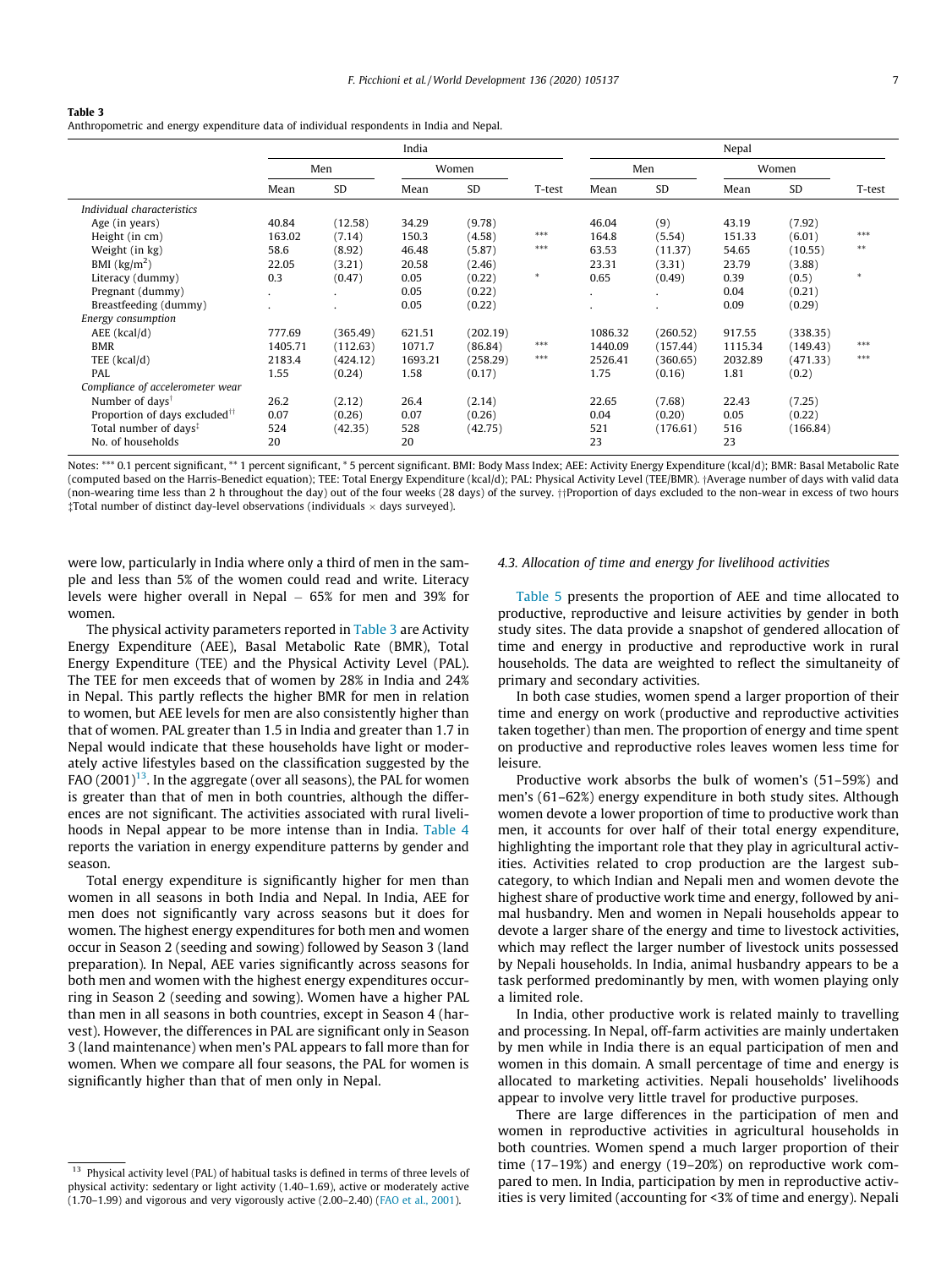**Table 3**
Anthropometric and energy expenditure data of individual respondents in India and Nepal.

| | India | | | | | Nepal | | | | |
|---|---|---|---|---|---|---|---|---|---|---|
| | Men | | Women | | | Men | | Women | | |
| | Mean | SD | Mean | SD | T-test | Mean | SD | Mean | SD | T-test |
| *Individual characteristics* | | | | | | | | | | |
| Age (in years) | 40.84 | (12.58) | 34.29 | (9.78) | | 46.04 | (9) | 43.19 | (7.92) | |
| Height (in cm) | 163.02 | (7.14) | 150.3 | (4.58) | *** | 164.8 | (5.54) | 151.33 | (6.01) | *** |
| Weight (in kg) | 58.6 | (8.92) | 46.48 | (5.87) | *** | 63.53 | (11.37) | 54.65 | (10.55) | ** |
| BMI (kg/m$^2$) | 22.05 | (3.21) | 20.58 | (2.46) | | 23.31 | (3.31) | 23.79 | (3.88) | |
| Literacy (dummy) | 0.3 | (0.47) | 0.05 | (0.22) | * | 0.65 | (0.49) | 0.39 | (0.5) | * |
| Pregnant (dummy) | . | . | 0.05 | (0.22) | | . | . | 0.04 | (0.21) | |
| Breastfeeding (dummy) | . | . | 0.05 | (0.22) | | . | . | 0.09 | (0.29) | |
| *Energy consumption* | | | | | | | | | | |
| AEE (kcal/d) | 777.69 | (365.49) | 621.51 | (202.19) | | 1086.32 | (260.52) | 917.55 | (338.35) | |
| BMR | 1405.71 | (112.63) | 1071.7 | (86.84) | *** | 1440.09 | (157.44) | 1115.34 | (149.43) | *** |
| TEE (kcal/d) | 2183.4 | (424.12) | 1693.21 | (258.29) | *** | 2526.41 | (360.65) | 2032.89 | (471.33) | *** |
| PAL | 1.55 | (0.24) | 1.58 | (0.17) | | 1.75 | (0.16) | 1.81 | (0.2) | |
| *Compliance of accelerometer wear* | | | | | | | | | | |
| Number of days† | 26.2 | (2.12) | 26.4 | (2.14) | | 22.65 | (7.68) | 22.43 | (7.25) | |
| Proportion of days excluded†† | 0.07 | (0.26) | 0.07 | (0.26) | | 0.04 | (0.20) | 0.05 | (0.22) | |
| Total number of days‡ | 524 | (42.35) | 528 | (42.75) | | 521 | (176.61) | 516 | (166.84) | |
| No. of households | 20 | | 20 | | | 23 | | 23 | | |

Notes: *** 0.1 percent significant, ** 1 percent significant, * 5 percent significant. BMI: Body Mass Index; AEE: Activity Energy Expenditure (kcal/d); BMR: Basal Metabolic Rate (computed based on the Harris-Benedict equation); TEE: Total Energy Expenditure (kcal/d); PAL: Physical Activity Level (TEE/BMR). †Average number of days with valid data (non-wearing time less than 2 h throughout the day) out of the four weeks (28 days) of the survey. ††Proportion of days excluded to the non-wear in excess of two hours ‡Total number of distinct day-level observations (individuals × days surveyed).

were low, particularly in India where only a third of men in the sample and less than 5% of the women could read and write. Literacy levels were higher overall in Nepal – 65% for men and 39% for women.

The physical activity parameters reported in Table 3 are Activity Energy Expenditure (AEE), Basal Metabolic Rate (BMR), Total Energy Expenditure (TEE) and the Physical Activity Level (PAL). The TEE for men exceeds that of women by 28% in India and 24% in Nepal. This partly reflects the higher BMR for men in relation to women, but AEE levels for men are also consistently higher than that of women. PAL greater than 1.5 in India and greater than 1.7 in Nepal would indicate that these households have light or moderately active lifestyles based on the classification suggested by the FAO (2001)[13]. In the aggregate (over all seasons), the PAL for women is greater than that of men in both countries, although the differences are not significant. The activities associated with rural livelihoods in Nepal appear to be more intense than in India. Table 4 reports the variation in energy expenditure patterns by gender and season.

Total energy expenditure is significantly higher for men than women in all seasons in both India and Nepal. In India, AEE for men does not significantly vary across seasons but it does for women. The highest energy expenditures for both men and women occur in Season 2 (seeding and sowing) followed by Season 3 (land preparation). In Nepal, AEE varies significantly across seasons for both men and women with the highest energy expenditures occurring in Season 2 (seeding and sowing). Women have a higher PAL than men in all seasons in both countries, except in Season 4 (harvest). However, the differences in PAL are significant only in Season 3 (land maintenance) when men's PAL appears to fall more than for women. When we compare all four seasons, the PAL for women is significantly higher than that of men only in Nepal.

### 4.3. Allocation of time and energy for livelihood activities

Table 5 presents the proportion of AEE and time allocated to productive, reproductive and leisure activities by gender in both study sites. The data provide a snapshot of gendered allocation of time and energy in productive and reproductive work in rural households. The data are weighted to reflect the simultaneity of primary and secondary activities.

In both case studies, women spend a larger proportion of their time and energy on work (productive and reproductive activities taken together) than men. The proportion of energy and time spent on productive and reproductive roles leaves women less time for leisure.

Productive work absorbs the bulk of women's (51–59%) and men's (61–62%) energy expenditure in both study sites. Although women devote a lower proportion of time to productive work than men, it accounts for over half of their total energy expenditure, highlighting the important role that they play in agricultural activities. Activities related to crop production are the largest subcategory, to which Indian and Nepali men and women devote the highest share of productive work time and energy, followed by animal husbandry. Men and women in Nepali households appear to devote a larger share of the energy and time to livestock activities, which may reflect the larger number of livestock units possessed by Nepali households. In India, animal husbandry appears to be a task performed predominantly by men, with women playing only a limited role.

In India, other productive work is related mainly to travelling and processing. In Nepal, off-farm activities are mainly undertaken by men while in India there is an equal participation of men and women in this domain. A small percentage of time and energy is allocated to marketing activities. Nepali households' livelihoods appear to involve very little travel for productive purposes.

There are large differences in the participation of men and women in reproductive activities in agricultural households in both countries. Women spend a much larger proportion of their time (17–19%) and energy (19–20%) on reproductive work compared to men. In India, participation by men in reproductive activities is very limited (accounting for <3% of time and energy). Nepali

[13] Physical activity level (PAL) of habitual tasks is defined in terms of three levels of physical activity: sedentary or light activity (1.40–1.69), active or moderately active (1.70–1.99) and vigorous and very vigorously active (2.00–2.40) (FAO et al., 2001).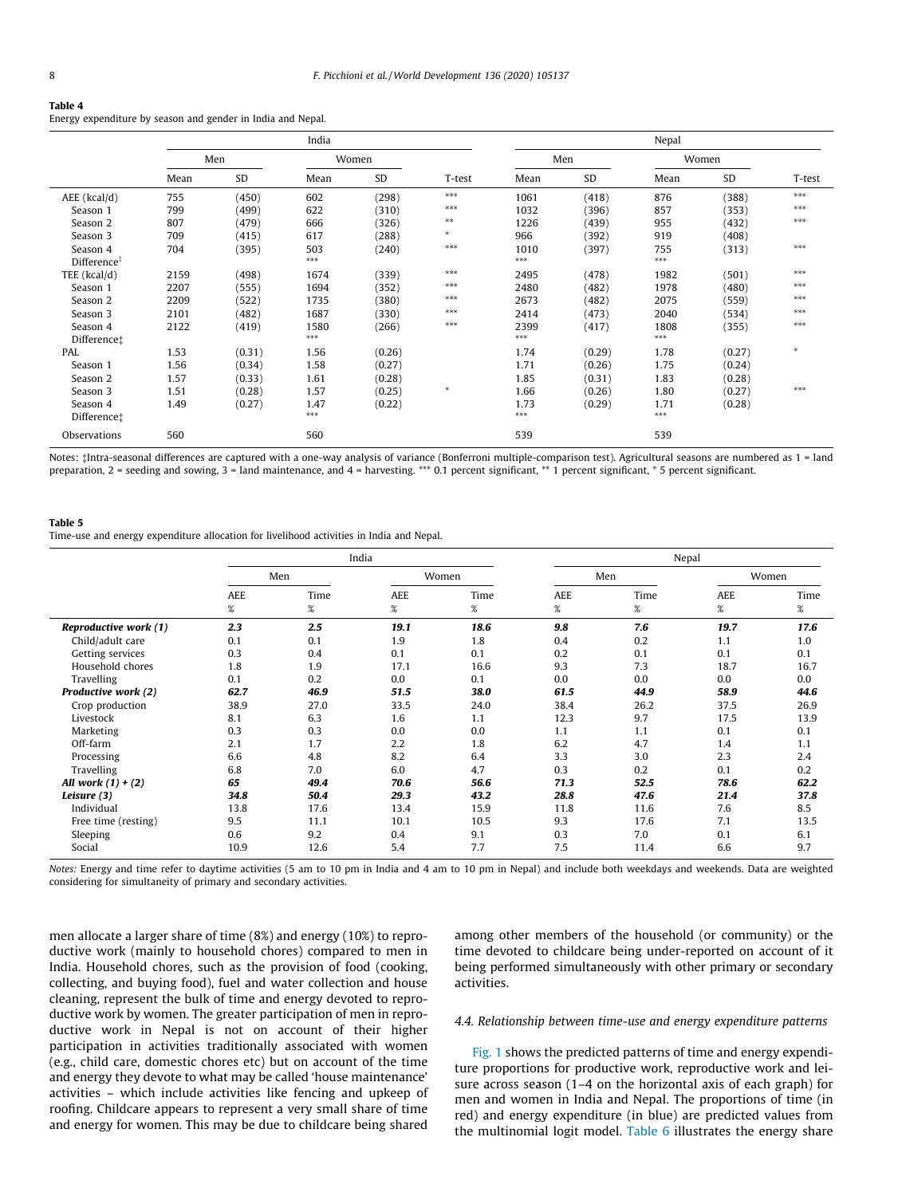**Table 4**
Energy expenditure by season and gender in India and Nepal.

| | India | | | | | Nepal | | | | |
|---|---|---|---|---|---|---|---|---|---|---|
| | Men | | Women | | | Men | | Women | | |
| | Mean | SD | Mean | SD | T-test | Mean | SD | Mean | SD | T-test |
| AEE (kcal/d) | 755 | (450) | 602 | (298) | *** | 1061 | (418) | 876 | (388) | *** |
| Season 1 | 799 | (499) | 622 | (310) | *** | 1032 | (396) | 857 | (353) | *** |
| Season 2 | 807 | (479) | 666 | (326) | ** | 1226 | (439) | 955 | (432) | *** |
| Season 3 | 709 | (415) | 617 | (288) | * | 966 | (392) | 919 | (408) | |
| Season 4 | 704 | (395) | 503 | (240) | *** | 1010 | (397) | 755 | (313) | *** |
| Difference‡ | | | *** | | | *** | | *** | | |
| TEE (kcal/d) | 2159 | (498) | 1674 | (339) | *** | 2495 | (478) | 1982 | (501) | *** |
| Season 1 | 2207 | (555) | 1694 | (352) | *** | 2480 | (482) | 1978 | (480) | *** |
| Season 2 | 2209 | (522) | 1735 | (380) | *** | 2673 | (482) | 2075 | (559) | *** |
| Season 3 | 2101 | (482) | 1687 | (330) | *** | 2414 | (473) | 2040 | (534) | *** |
| Season 4 | 2122 | (419) | 1580 | (266) | *** | 2399 | (417) | 1808 | (355) | *** |
| Difference‡ | | | *** | | | *** | | *** | | |
| PAL | 1.53 | (0.31) | 1.56 | (0.26) | | 1.74 | (0.29) | 1.78 | (0.27) | * |
| Season 1 | 1.56 | (0.34) | 1.58 | (0.27) | | 1.71 | (0.26) | 1.75 | (0.24) | |
| Season 2 | 1.57 | (0.33) | 1.61 | (0.28) | | 1.85 | (0.31) | 1.83 | (0.28) | |
| Season 3 | 1.51 | (0.28) | 1.57 | (0.25) | * | 1.66 | (0.26) | 1.80 | (0.27) | *** |
| Season 4 | 1.49 | (0.27) | 1.47 | (0.22) | | 1.73 | (0.29) | 1.71 | (0.28) | |
| Difference‡ | | | *** | | | *** | | *** | | |
| Observations | 560 | | 560 | | | 539 | | 539 | | |

Notes: ‡Intra-seasonal differences are captured with a one-way analysis of variance (Bonferroni multiple-comparison test). Agricultural seasons are numbered as 1 = land preparation, 2 = seeding and sowing, 3 = land maintenance, and 4 = harvesting. *** 0.1 percent significant, ** 1 percent significant, * 5 percent significant.

**Table 5**
Time-use and energy expenditure allocation for livelihood activities in India and Nepal.

| | India | | | | Nepal | | | |
|---|---|---|---|---|---|---|---|---|
| | Men | | Women | | Men | | Women | |
| | AEE % | Time % | AEE % | Time % | AEE % | Time % | AEE % | Time % |
| ***Reproductive work (1)*** | ***2.3*** | ***2.5*** | ***19.1*** | ***18.6*** | ***9.8*** | ***7.6*** | ***19.7*** | ***17.6*** |
| Child/adult care | 0.1 | 0.1 | 1.9 | 1.8 | 0.4 | 0.2 | 1.1 | 1.0 |
| Getting services | 0.3 | 0.4 | 0.1 | 0.1 | 0.2 | 0.1 | 0.1 | 0.1 |
| Household chores | 1.8 | 1.9 | 17.1 | 16.6 | 9.3 | 7.3 | 18.7 | 16.7 |
| Travelling | 0.1 | 0.2 | 0.0 | 0.1 | 0.0 | 0.0 | 0.0 | 0.0 |
| ***Productive work (2)*** | ***62.7*** | ***46.9*** | ***51.5*** | ***38.0*** | ***61.5*** | ***44.9*** | ***58.9*** | ***44.6*** |
| Crop production | 38.9 | 27.0 | 33.5 | 24.0 | 38.4 | 26.2 | 37.5 | 26.9 |
| Livestock | 8.1 | 6.3 | 1.6 | 1.1 | 12.3 | 9.7 | 17.5 | 13.9 |
| Marketing | 0.3 | 0.3 | 0.0 | 0.0 | 1.1 | 1.1 | 0.1 | 0.1 |
| Off-farm | 2.1 | 1.7 | 2.2 | 1.8 | 6.2 | 4.7 | 1.4 | 1.1 |
| Processing | 6.6 | 4.8 | 8.2 | 6.4 | 3.3 | 3.0 | 2.3 | 2.4 |
| Travelling | 6.8 | 7.0 | 6.0 | 4.7 | 0.3 | 0.2 | 0.1 | 0.2 |
| ***All work (1) + (2)*** | ***65*** | ***49.4*** | ***70.6*** | ***56.6*** | ***71.3*** | ***52.5*** | ***78.6*** | ***62.2*** |
| ***Leisure (3)*** | ***34.8*** | ***50.4*** | ***29.3*** | ***43.2*** | ***28.8*** | ***47.6*** | ***21.4*** | ***37.8*** |
| Individual | 13.8 | 17.6 | 13.4 | 15.9 | 11.8 | 11.6 | 7.6 | 8.5 |
| Free time (resting) | 9.5 | 11.1 | 10.1 | 10.5 | 9.3 | 17.6 | 7.1 | 13.5 |
| Sleeping | 0.6 | 9.2 | 0.4 | 9.1 | 0.3 | 7.0 | 0.1 | 6.1 |
| Social | 10.9 | 12.6 | 5.4 | 7.7 | 7.5 | 11.4 | 6.6 | 9.7 |

*Notes:* Energy and time refer to daytime activities (5 am to 10 pm in India and 4 am to 10 pm in Nepal) and include both weekdays and weekends. Data are weighted considering for simultaneity of primary and secondary activities.

men allocate a larger share of time (8%) and energy (10%) to reproductive work (mainly to household chores) compared to men in India. Household chores, such as the provision of food (cooking, collecting, and buying food), fuel and water collection and house cleaning, represent the bulk of time and energy devoted to reproductive work by women. The greater participation of men in reproductive work in Nepal is not on account of their higher participation in activities traditionally associated with women (e.g., child care, domestic chores etc) but on account of the time and energy they devote to what may be called 'house maintenance' activities – which include activities like fencing and upkeep of roofing. Childcare appears to represent a very small share of time and energy for women. This may be due to childcare being shared among other members of the household (or community) or the time devoted to childcare being under-reported on account of it being performed simultaneously with other primary or secondary activities.

### 4.4. Relationship between time-use and energy expenditure patterns

Fig. 1 shows the predicted patterns of time and energy expenditure proportions for productive work, reproductive work and leisure across season (1–4 on the horizontal axis of each graph) for men and women in India and Nepal. The proportions of time (in red) and energy expenditure (in blue) are predicted values from the multinomial logit model. Table 6 illustrates the energy share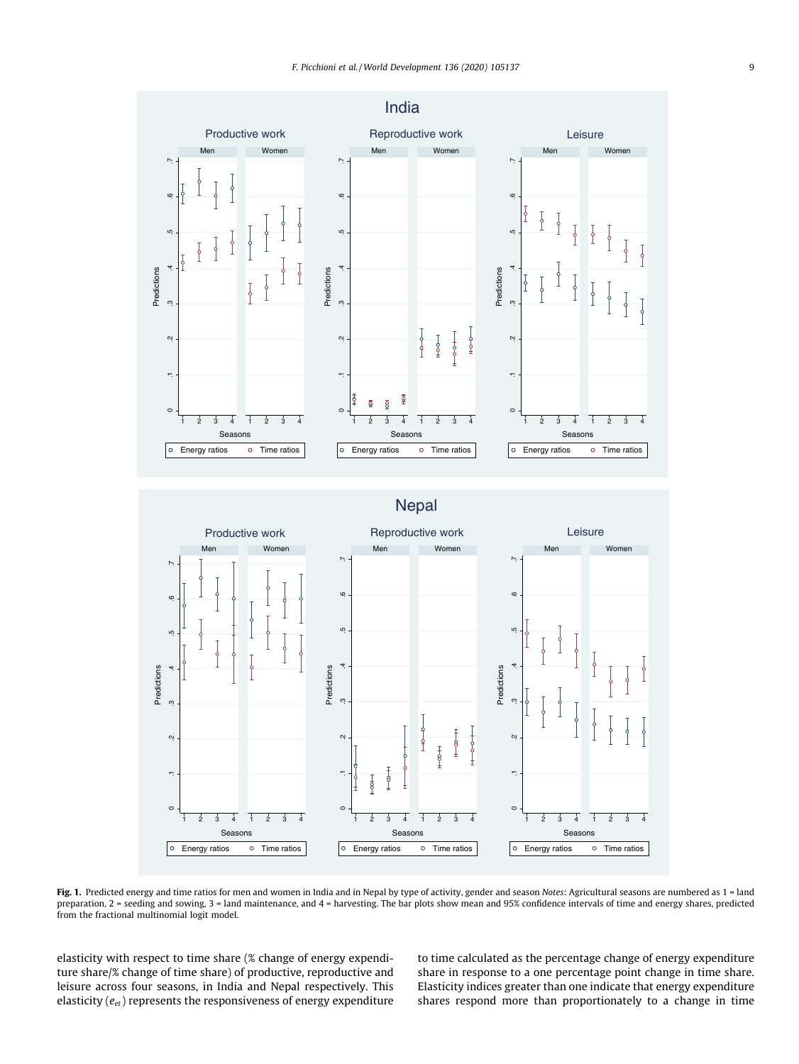**Fig. 1.** Predicted energy and time ratios for men and women in India and in Nepal by type of activity, gender and season *Notes*: Agricultural seasons are numbered as 1 = land preparation, 2 = seeding and sowing, 3 = land maintenance, and 4 = harvesting. The bar plots show mean and 95% confidence intervals of time and energy shares, predicted from the fractional multinomial logit model.

elasticity with respect to time share (% change of energy expenditure share/% change of time share) of productive, reproductive and leisure across four seasons, in India and Nepal respectively. This elasticity ($e_{et}$) represents the responsiveness of energy expenditure to time calculated as the percentage change of energy expenditure share in response to a one percentage point change in time share. Elasticity indices greater than one indicate that energy expenditure shares respond more than proportionately to a change in time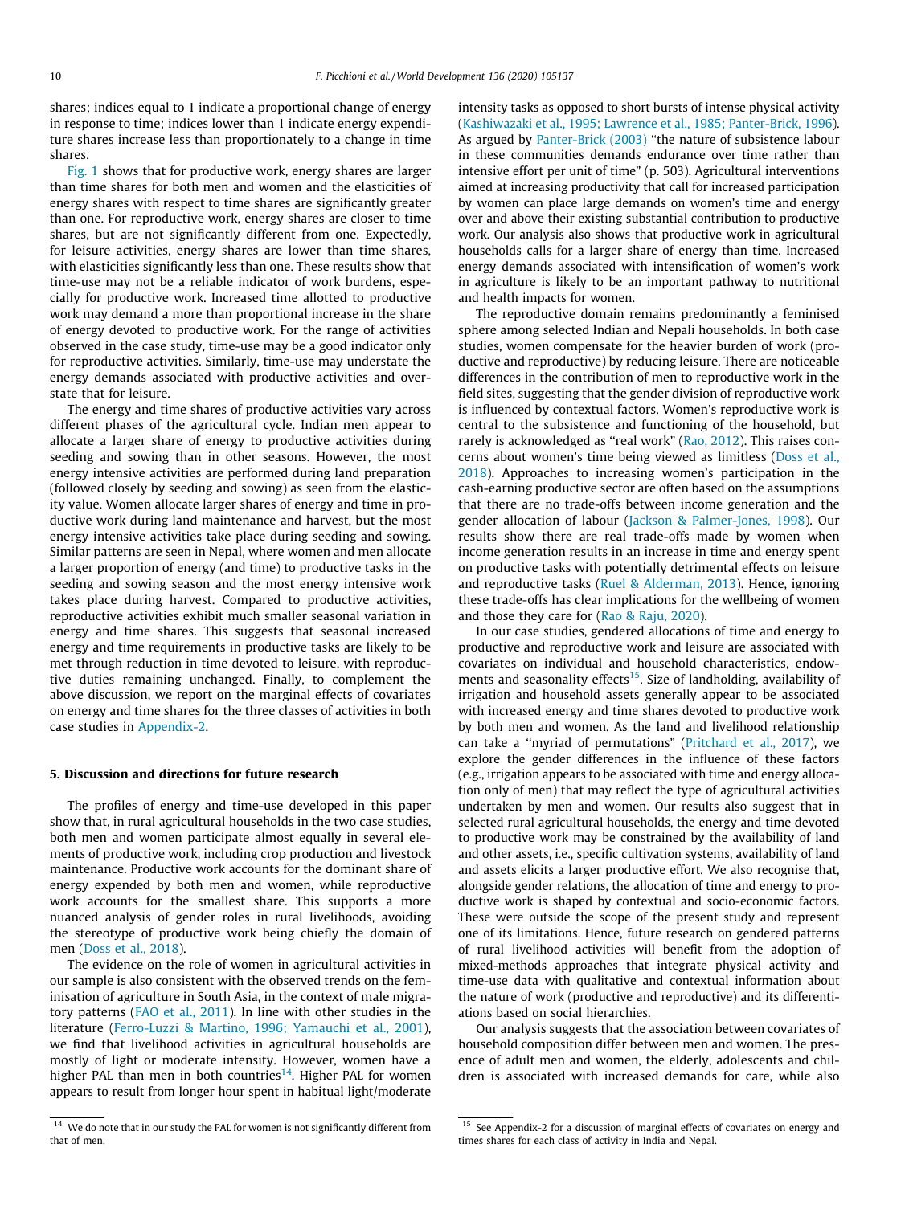shares; indices equal to 1 indicate a proportional change of energy in response to time; indices lower than 1 indicate energy expenditure shares increase less than proportionately to a change in time shares.

Fig. 1 shows that for productive work, energy shares are larger than time shares for both men and women and the elasticities of energy shares with respect to time shares are significantly greater than one. For reproductive work, energy shares are closer to time shares, but are not significantly different from one. Expectedly, for leisure activities, energy shares are lower than time shares, with elasticities significantly less than one. These results show that time-use may not be a reliable indicator of work burdens, especially for productive work. Increased time allotted to productive work may demand a more than proportional increase in the share of energy devoted to productive work. For the range of activities observed in the case study, time-use may be a good indicator only for reproductive activities. Similarly, time-use may understate the energy demands associated with productive activities and overstate that for leisure.

The energy and time shares of productive activities vary across different phases of the agricultural cycle. Indian men appear to allocate a larger share of energy to productive activities during seeding and sowing than in other seasons. However, the most energy intensive activities are performed during land preparation (followed closely by seeding and sowing) as seen from the elasticity value. Women allocate larger shares of energy and time in productive work during land maintenance and harvest, but the most energy intensive activities take place during seeding and sowing. Similar patterns are seen in Nepal, where women and men allocate a larger proportion of energy (and time) to productive tasks in the seeding and sowing season and the most energy intensive work takes place during harvest. Compared to productive activities, reproductive activities exhibit much smaller seasonal variation in energy and time shares. This suggests that seasonal increased energy and time requirements in productive tasks are likely to be met through reduction in time devoted to leisure, with reproductive duties remaining unchanged. Finally, to complement the above discussion, we report on the marginal effects of covariates on energy and time shares for the three classes of activities in both case studies in Appendix-2.

## 5. Discussion and directions for future research

The profiles of energy and time-use developed in this paper show that, in rural agricultural households in the two case studies, both men and women participate almost equally in several elements of productive work, including crop production and livestock maintenance. Productive work accounts for the dominant share of energy expended by both men and women, while reproductive work accounts for the smallest share. This supports a more nuanced analysis of gender roles in rural livelihoods, avoiding the stereotype of productive work being chiefly the domain of men (Doss et al., 2018).

The evidence on the role of women in agricultural activities in our sample is also consistent with the observed trends on the feminisation of agriculture in South Asia, in the context of male migratory patterns (FAO et al., 2011). In line with other studies in the literature (Ferro-Luzzi & Martino, 1996; Yamauchi et al., 2001), we find that livelihood activities in agricultural households are mostly of light or moderate intensity. However, women have a higher PAL than men in both countries[14]. Higher PAL for women appears to result from longer hour spent in habitual light/moderate intensity tasks as opposed to short bursts of intense physical activity (Kashiwazaki et al., 1995; Lawrence et al., 1985; Panter-Brick, 1996). As argued by Panter-Brick (2003) "the nature of subsistence labour in these communities demands endurance over time rather than intensive effort per unit of time" (p. 503). Agricultural interventions aimed at increasing productivity that call for increased participation by women can place large demands on women's time and energy over and above their existing substantial contribution to productive work. Our analysis also shows that productive work in agricultural households calls for a larger share of energy than time. Increased energy demands associated with intensification of women's work in agriculture is likely to be an important pathway to nutritional and health impacts for women.

The reproductive domain remains predominantly a feminised sphere among selected Indian and Nepali households. In both case studies, women compensate for the heavier burden of work (productive and reproductive) by reducing leisure. There are noticeable differences in the contribution of men to reproductive work in the field sites, suggesting that the gender division of reproductive work is influenced by contextual factors. Women's reproductive work is central to the subsistence and functioning of the household, but rarely is acknowledged as "real work" (Rao, 2012). This raises concerns about women's time being viewed as limitless (Doss et al., 2018). Approaches to increasing women's participation in the cash-earning productive sector are often based on the assumptions that there are no trade-offs between income generation and the gender allocation of labour (Jackson & Palmer-Jones, 1998). Our results show there are real trade-offs made by women when income generation results in an increase in time and energy spent on productive tasks with potentially detrimental effects on leisure and reproductive tasks (Ruel & Alderman, 2013). Hence, ignoring these trade-offs has clear implications for the wellbeing of women and those they care for (Rao & Raju, 2020).

In our case studies, gendered allocations of time and energy to productive and reproductive work and leisure are associated with covariates on individual and household characteristics, endowments and seasonality effects[15]. Size of landholding, availability of irrigation and household assets generally appear to be associated with increased energy and time shares devoted to productive work by both men and women. As the land and livelihood relationship can take a "myriad of permutations" (Pritchard et al., 2017), we explore the gender differences in the influence of these factors (e.g., irrigation appears to be associated with time and energy allocation only of men) that may reflect the type of agricultural activities undertaken by men and women. Our results also suggest that in selected rural agricultural households, the energy and time devoted to productive work may be constrained by the availability of land and other assets, i.e., specific cultivation systems, availability of land and assets elicits a larger productive effort. We also recognise that, alongside gender relations, the allocation of time and energy to productive work is shaped by contextual and socio-economic factors. These were outside the scope of the present study and represent one of its limitations. Hence, future research on gendered patterns of rural livelihood activities will benefit from the adoption of mixed-methods approaches that integrate physical activity and time-use data with qualitative and contextual information about the nature of work (productive and reproductive) and its differentiations based on social hierarchies.

Our analysis suggests that the association between covariates of household composition differ between men and women. The presence of adult men and women, the elderly, adolescents and children is associated with increased demands for care, while also

[14] We do note that in our study the PAL for women is not significantly different from that of men.

[15] See Appendix-2 for a discussion of marginal effects of covariates on energy and times shares for each class of activity in India and Nepal.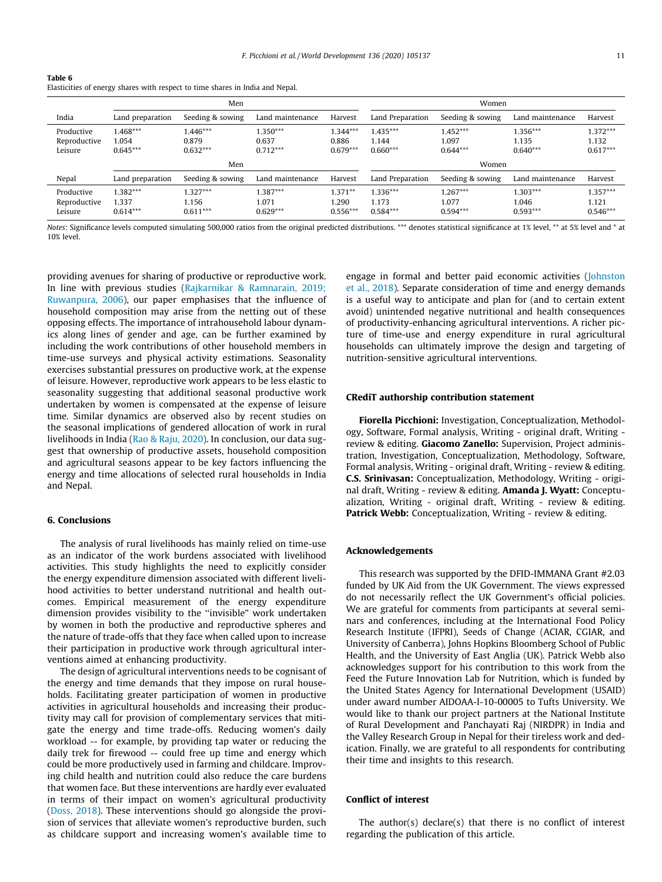**Table 6**
Elasticities of energy shares with respect to time shares in India and Nepal.

| | Men | | | | Women | | | |
|---|---|---|---|---|---|---|---|---|
| India | Land preparation | Seeding & sowing | Land maintenance | Harvest | Land Preparation | Seeding & sowing | Land maintenance | Harvest |
| Productive | 1.468*** | 1.446*** | 1.350*** | 1.344*** | 1.435*** | 1.452*** | 1.356*** | 1.372*** |
| Reproductive | 1.054 | 0.879 | 0.637 | 0.886 | 1.144 | 1.097 | 1.135 | 1.132 |
| Leisure | 0.645*** | 0.632*** | 0.712*** | 0.679*** | 0.660*** | 0.644*** | 0.640*** | 0.617*** |
| | Men | | | | Women | | | |
| Nepal | Land preparation | Seeding & sowing | Land maintenance | Harvest | Land Preparation | Seeding & sowing | Land maintenance | Harvest |
| Productive | 1.382*** | 1.327*** | 1.387*** | 1.371** | 1.336*** | 1.267*** | 1.303*** | 1.357*** |
| Reproductive | 1.337 | 1.156 | 1.071 | 1.290 | 1.173 | 1.077 | 1.046 | 1.121 |
| Leisure | 0.614*** | 0.611*** | 0.629*** | 0.556*** | 0.584*** | 0.594*** | 0.593*** | 0.546*** |

*Notes*: Significance levels computed simulating 500,000 ratios from the original predicted distributions. *** denotes statistical significance at 1% level, ** at 5% level and * at 10% level.

providing avenues for sharing of productive or reproductive work. In line with previous studies (Rajkarnikar & Ramnarain, 2019; Ruwanpura, 2006), our paper emphasises that the influence of household composition may arise from the netting out of these opposing effects. The importance of intrahousehold labour dynamics along lines of gender and age, can be further examined by including the work contributions of other household members in time-use surveys and physical activity estimations. Seasonality exercises substantial pressures on productive work, at the expense of leisure. However, reproductive work appears to be less elastic to seasonality suggesting that additional seasonal productive work undertaken by women is compensated at the expense of leisure time. Similar dynamics are observed also by recent studies on the seasonal implications of gendered allocation of work in rural livelihoods in India (Rao & Raju, 2020). In conclusion, our data suggest that ownership of productive assets, household composition and agricultural seasons appear to be key factors influencing the energy and time allocations of selected rural households in India and Nepal.

## 6. Conclusions

The analysis of rural livelihoods has mainly relied on time-use as an indicator of the work burdens associated with livelihood activities. This study highlights the need to explicitly consider the energy expenditure dimension associated with different livelihood activities to better understand nutritional and health outcomes. Empirical measurement of the energy expenditure dimension provides visibility to the "invisible" work undertaken by women in both the productive and reproductive spheres and the nature of trade-offs that they face when called upon to increase their participation in productive work through agricultural interventions aimed at enhancing productivity.

The design of agricultural interventions needs to be cognisant of the energy and time demands that they impose on rural households. Facilitating greater participation of women in productive activities in agricultural households and increasing their productivity may call for provision of complementary services that mitigate the energy and time trade-offs. Reducing women's daily workload -- for example, by providing tap water or reducing the daily trek for firewood -- could free up time and energy which could be more productively used in farming and childcare. Improving child health and nutrition could also reduce the care burdens that women face. But these interventions are hardly ever evaluated in terms of their impact on women's agricultural productivity (Doss, 2018). These interventions should go alongside the provision of services that alleviate women's reproductive burden, such as childcare support and increasing women's available time to engage in formal and better paid economic activities (Johnston et al., 2018). Separate consideration of time and energy demands is a useful way to anticipate and plan for (and to certain extent avoid) unintended negative nutritional and health consequences of productivity-enhancing agricultural interventions. A richer picture of time-use and energy expenditure in rural agricultural households can ultimately improve the design and targeting of nutrition-sensitive agricultural interventions.

## CRediT authorship contribution statement

**Fiorella Picchioni:** Investigation, Conceptualization, Methodology, Software, Formal analysis, Writing - original draft, Writing - review & editing. **Giacomo Zanello:** Supervision, Project administration, Investigation, Conceptualization, Methodology, Software, Formal analysis, Writing - original draft, Writing - review & editing. **C.S. Srinivasan:** Conceptualization, Methodology, Writing - original draft, Writing - review & editing. **Amanda J. Wyatt:** Conceptualization, Writing - original draft, Writing - review & editing. **Patrick Webb:** Conceptualization, Writing - review & editing.

## Acknowledgements

This research was supported by the DFID-IMMANA Grant #2.03 funded by UK Aid from the UK Government. The views expressed do not necessarily reflect the UK Government's official policies. We are grateful for comments from participants at several seminars and conferences, including at the International Food Policy Research Institute (IFPRI), Seeds of Change (ACIAR, CGIAR, and University of Canberra), Johns Hopkins Bloomberg School of Public Health, and the University of East Anglia (UK). Patrick Webb also acknowledges support for his contribution to this work from the Feed the Future Innovation Lab for Nutrition, which is funded by the United States Agency for International Development (USAID) under award number AIDOAA-l-10-00005 to Tufts University. We would like to thank our project partners at the National Institute of Rural Development and Panchayati Raj (NIRDPR) in India and the Valley Research Group in Nepal for their tireless work and dedication. Finally, we are grateful to all respondents for contributing their time and insights to this research.

## Conflict of interest

The author(s) declare(s) that there is no conflict of interest regarding the publication of this article.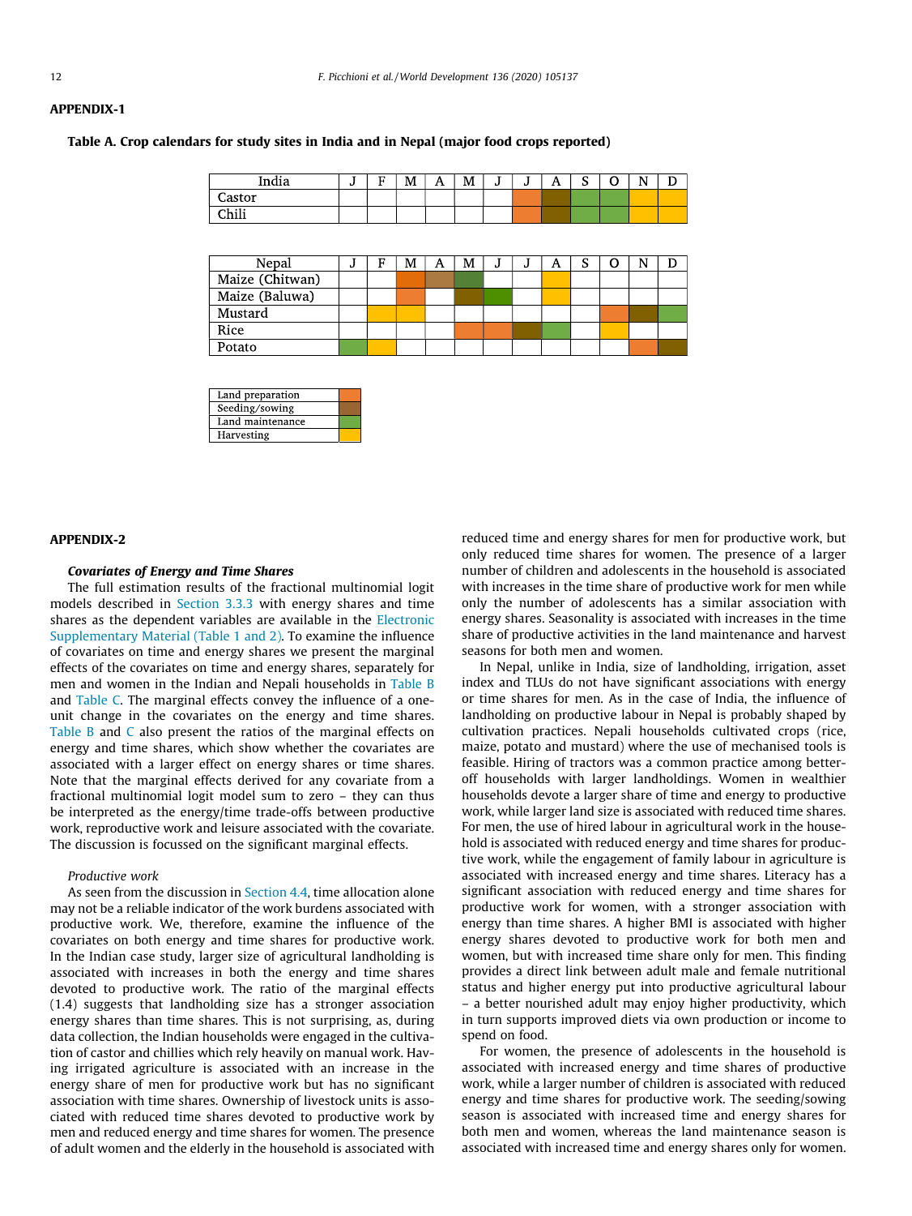## APPENDIX-1

**Table A. Crop calendars for study sites in India and in Nepal (major food crops reported)**

| India | J | F | M | A | M | J | J | A | S | O | N | D |
|---|---|---|---|---|---|---|---|---|---|---|---|---|
| Castor | | | | | | | Land preparation | Seeding/sowing | Land maintenance | Land maintenance | Harvesting | Harvesting |
| Chili | | | | | | | Land preparation | Seeding/sowing | Land maintenance | Land maintenance | Harvesting | Harvesting |

| Nepal | J | F | M | A | M | J | J | A | S | O | N | D |
|---|---|---|---|---|---|---|---|---|---|---|---|---|
| Maize (Chitwan) | | | Land preparation | Seeding/sowing | Land maintenance | | | Harvesting | | | | |
| Maize (Baluwa) | | | Land preparation | | Seeding/sowing | Land maintenance | | Harvesting | | | | |
| Mustard | | Harvesting | Harvesting | | | | | | | Land preparation | Seeding/sowing | Land maintenance |
| Rice | | | | | Land preparation | Land preparation | Seeding/sowing | Land maintenance | | Harvesting | | |
| Potato | Land maintenance | Harvesting | | | | | | | | | Land preparation | Seeding/sowing |

Legend: Land preparation; Seeding/sowing; Land maintenance; Harvesting

## APPENDIX-2

### *Covariates of Energy and Time Shares*

The full estimation results of the fractional multinomial logit models described in Section 3.3.3 with energy shares and time shares as the dependent variables are available in the Electronic Supplementary Material (Table 1 and 2). To examine the influence of covariates on time and energy shares we present the marginal effects of the covariates on time and energy shares, separately for men and women in the Indian and Nepali households in Table B and Table C. The marginal effects convey the influence of a one-unit change in the covariates on the energy and time shares. Table B and C also present the ratios of the marginal effects on energy and time shares, which show whether the covariates are associated with a larger effect on energy shares or time shares. Note that the marginal effects derived for any covariate from a fractional multinomial logit model sum to zero – they can thus be interpreted as the energy/time trade-offs between productive work, reproductive work and leisure associated with the covariate. The discussion is focussed on the significant marginal effects.

*Productive work*

As seen from the discussion in Section 4.4, time allocation alone may not be a reliable indicator of the work burdens associated with productive work. We, therefore, examine the influence of the covariates on both energy and time shares for productive work. In the Indian case study, larger size of agricultural landholding is associated with increases in both the energy and time shares devoted to productive work. The ratio of the marginal effects (1.4) suggests that landholding size has a stronger association energy shares than time shares. This is not surprising, as, during data collection, the Indian households were engaged in the cultivation of castor and chillies which rely heavily on manual work. Having irrigated agriculture is associated with an increase in the energy share of men for productive work but has no significant association with time shares. Ownership of livestock units is associated with reduced time shares devoted to productive work by men and reduced energy and time shares for women. The presence of adult women and the elderly in the household is associated with reduced time and energy shares for men for productive work, but only reduced time shares for women. The presence of a larger number of children and adolescents in the household is associated with increases in the time share of productive work for men while only the number of adolescents has a similar association with energy shares. Seasonality is associated with increases in the time share of productive activities in the land maintenance and harvest seasons for both men and women.

In Nepal, unlike in India, size of landholding, irrigation, asset index and TLUs do not have significant associations with energy or time shares for men. As in the case of India, the influence of landholding on productive labour in Nepal is probably shaped by cultivation practices. Nepali households cultivated crops (rice, maize, potato and mustard) where the use of mechanised tools is feasible. Hiring of tractors was a common practice among better-off households with larger landholdings. Women in wealthier households devote a larger share of time and energy to productive work, while larger land size is associated with reduced time shares. For men, the use of hired labour in agricultural work in the household is associated with reduced energy and time shares for productive work, while the engagement of family labour in agriculture is associated with increased energy and time shares. Literacy has a significant association with reduced energy and time shares for productive work for women, with a stronger association with energy than time shares. A higher BMI is associated with higher energy shares devoted to productive work for both men and women, but with increased time share only for men. This finding provides a direct link between adult male and female nutritional status and higher energy put into productive agricultural labour – a better nourished adult may enjoy higher productivity, which in turn supports improved diets via own production or income to spend on food.

For women, the presence of adolescents in the household is associated with increased energy and time shares of productive work, while a larger number of children is associated with reduced energy and time shares for productive work. The seeding/sowing season is associated with increased time and energy shares for both men and women, whereas the land maintenance season is associated with increased time and energy shares only for women.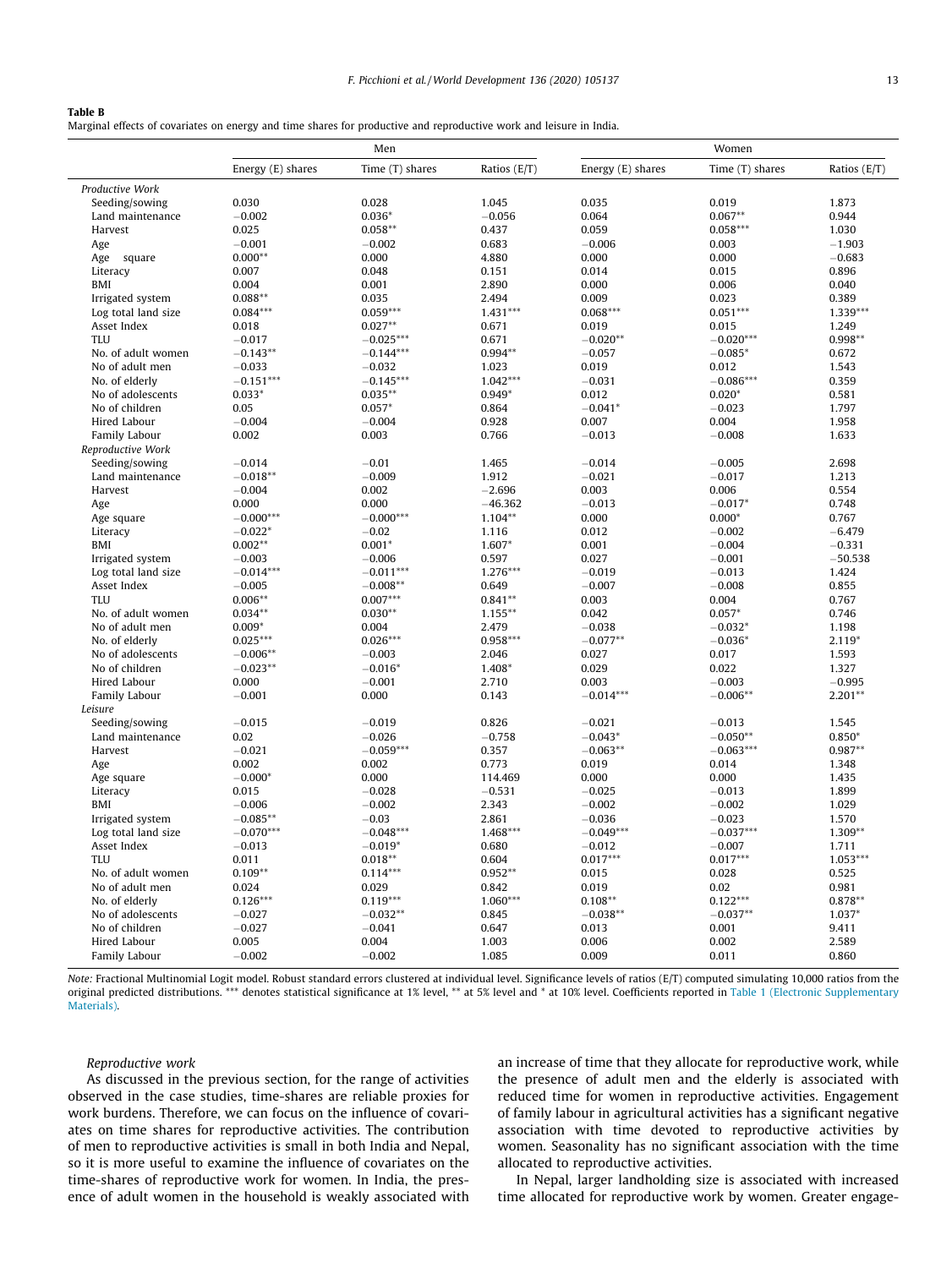**Table B**
Marginal effects of covariates on energy and time shares for productive and reproductive work and leisure in India.

| | Men | | | Women | | |
|---|---|---|---|---|---|---|
| | Energy (E) shares | Time (T) shares | Ratios (E/T) | Energy (E) shares | Time (T) shares | Ratios (E/T) |
| *Productive Work* | | | | | | |
| Seeding/sowing | 0.030 | 0.028 | 1.045 | 0.035 | 0.019 | 1.873 |
| Land maintenance | −0.002 | 0.036* | −0.056 | 0.064 | 0.067** | 0.944 |
| Harvest | 0.025 | 0.058** | 0.437 | 0.059 | 0.058*** | 1.030 |
| Age | −0.001 | −0.002 | 0.683 | −0.006 | 0.003 | −1.903 |
| Age square | 0.000** | 0.000 | 4.880 | 0.000 | 0.000 | −0.683 |
| Literacy | 0.007 | 0.048 | 0.151 | 0.014 | 0.015 | 0.896 |
| BMI | 0.004 | 0.001 | 2.890 | 0.000 | 0.006 | 0.040 |
| Irrigated system | 0.088** | 0.035 | 2.494 | 0.009 | 0.023 | 0.389 |
| Log total land size | 0.084*** | 0.059*** | 1.431*** | 0.068*** | 0.051*** | 1.339*** |
| Asset Index | 0.018 | 0.027** | 0.671 | 0.019 | 0.015 | 1.249 |
| TLU | −0.017 | −0.025*** | 0.671 | −0.020** | −0.020*** | 0.998** |
| No. of adult women | −0.143** | −0.144*** | 0.994** | −0.057 | −0.085* | 0.672 |
| No of adult men | −0.033 | −0.032 | 1.023 | 0.019 | 0.012 | 1.543 |
| No. of elderly | −0.151*** | −0.145*** | 1.042*** | −0.031 | −0.086*** | 0.359 |
| No of adolescents | 0.033* | 0.035** | 0.949* | 0.012 | 0.020* | 0.581 |
| No of children | 0.05 | 0.057* | 0.864 | −0.041* | −0.023 | 1.797 |
| Hired Labour | −0.004 | −0.004 | 0.928 | 0.007 | 0.004 | 1.958 |
| Family Labour | 0.002 | 0.003 | 0.766 | −0.013 | −0.008 | 1.633 |
| *Reproductive Work* | | | | | | |
| Seeding/sowing | −0.014 | −0.01 | 1.465 | −0.014 | −0.005 | 2.698 |
| Land maintenance | −0.018** | −0.009 | 1.912 | −0.021 | −0.017 | 1.213 |
| Harvest | −0.004 | 0.002 | −2.696 | 0.003 | 0.006 | 0.554 |
| Age | 0.000 | 0.000 | −46.362 | −0.013 | −0.017* | 0.748 |
| Age square | −0.000*** | −0.000*** | 1.104** | 0.000 | 0.000* | 0.767 |
| Literacy | −0.022* | −0.02 | 1.116 | 0.012 | −0.002 | −6.479 |
| BMI | 0.002** | 0.001* | 1.607* | 0.001 | −0.004 | −0.331 |
| Irrigated system | −0.003 | −0.006 | 0.597 | 0.027 | −0.001 | −50.538 |
| Log total land size | −0.014*** | −0.011*** | 1.276*** | −0.019 | −0.013 | 1.424 |
| Asset Index | −0.005 | −0.008** | 0.649 | −0.007 | −0.008 | 0.855 |
| TLU | 0.006** | 0.007*** | 0.841** | 0.003 | 0.004 | 0.767 |
| No. of adult women | 0.034** | 0.030** | 1.155** | 0.042 | 0.057* | 0.746 |
| No of adult men | 0.009* | 0.004 | 2.479 | −0.038 | −0.032* | 1.198 |
| No. of elderly | 0.025*** | 0.026*** | 0.958*** | −0.077** | −0.036* | 2.119* |
| No of adolescents | −0.006** | −0.003 | 2.046 | 0.027 | 0.017 | 1.593 |
| No of children | −0.023** | −0.016* | 1.408* | 0.029 | 0.022 | 1.327 |
| Hired Labour | 0.000 | −0.001 | 2.710 | 0.003 | −0.003 | −0.995 |
| Family Labour | −0.001 | 0.000 | 0.143 | −0.014*** | −0.006** | 2.201** |
| *Leisure* | | | | | | |
| Seeding/sowing | −0.015 | −0.019 | 0.826 | −0.021 | −0.013 | 1.545 |
| Land maintenance | 0.02 | −0.026 | −0.758 | −0.043* | −0.050** | 0.850* |
| Harvest | −0.021 | −0.059*** | 0.357 | −0.063** | −0.063*** | 0.987** |
| Age | 0.002 | 0.002 | 0.773 | 0.019 | 0.014 | 1.348 |
| Age square | −0.000* | 0.000 | 114.469 | 0.000 | 0.000 | 1.435 |
| Literacy | 0.015 | −0.028 | −0.531 | −0.025 | −0.013 | 1.899 |
| BMI | −0.006 | −0.002 | 2.343 | −0.002 | −0.002 | 1.029 |
| Irrigated system | −0.085** | −0.03 | 2.861 | −0.036 | −0.023 | 1.570 |
| Log total land size | −0.070*** | −0.048*** | 1.468*** | −0.049*** | −0.037*** | 1.309** |
| Asset Index | −0.013 | −0.019* | 0.680 | −0.012 | −0.007 | 1.711 |
| TLU | 0.011 | 0.018** | 0.604 | 0.017*** | 0.017*** | 1.053*** |
| No. of adult women | 0.109** | 0.114*** | 0.952** | 0.015 | 0.028 | 0.525 |
| No of adult men | 0.024 | 0.029 | 0.842 | 0.019 | 0.02 | 0.981 |
| No. of elderly | 0.126*** | 0.119*** | 1.060*** | 0.108** | 0.122*** | 0.878** |
| No of adolescents | −0.027 | −0.032** | 0.845 | −0.038** | −0.037** | 1.037* |
| No of children | −0.027 | −0.041 | 0.647 | 0.013 | 0.001 | 9.411 |
| Hired Labour | 0.005 | 0.004 | 1.003 | 0.006 | 0.002 | 2.589 |
| Family Labour | −0.002 | −0.002 | 1.085 | 0.009 | 0.011 | 0.860 |

*Note:* Fractional Multinomial Logit model. Robust standard errors clustered at individual level. Significance levels of ratios (E/T) computed simulating 10,000 ratios from the original predicted distributions. *** denotes statistical significance at 1% level, ** at 5% level and * at 10% level. Coefficients reported in Table 1 (Electronic Supplementary Materials).

*Reproductive work*

As discussed in the previous section, for the range of activities observed in the case studies, time-shares are reliable proxies for work burdens. Therefore, we can focus on the influence of covariates on time shares for reproductive activities. The contribution of men to reproductive activities is small in both India and Nepal, so it is more useful to examine the influence of covariates on the time-shares of reproductive work for women. In India, the presence of adult women in the household is weakly associated with an increase of time that they allocate for reproductive work, while the presence of adult men and the elderly is associated with reduced time for women in reproductive activities. Engagement of family labour in agricultural activities has a significant negative association with time devoted to reproductive activities by women. Seasonality has no significant association with the time allocated to reproductive activities.

In Nepal, larger landholding size is associated with increased time allocated for reproductive work by women. Greater engage-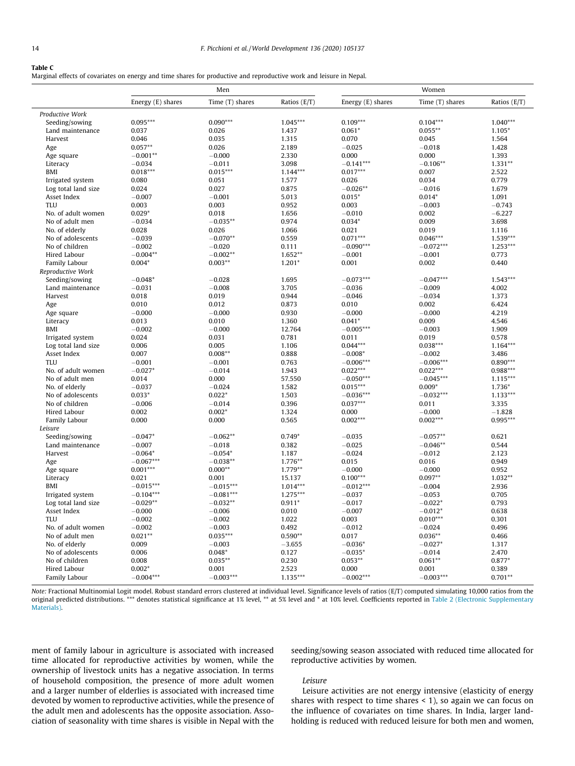**Table C**
Marginal effects of covariates on energy and time shares for productive and reproductive work and leisure in Nepal.

| | Men | | | Women | | |
|---|---|---|---|---|---|---|
| | Energy (E) shares | Time (T) shares | Ratios (E/T) | Energy (E) shares | Time (T) shares | Ratios (E/T) |
| *Productive Work* | | | | | | |
| Seeding/sowing | 0.095*** | 0.090*** | 1.045*** | 0.109*** | 0.104*** | 1.040*** |
| Land maintenance | 0.037 | 0.026 | 1.437 | 0.061* | 0.055** | 1.105* |
| Harvest | 0.046 | 0.035 | 1.315 | 0.070 | 0.045 | 1.564 |
| Age | 0.057** | 0.026 | 2.189 | −0.025 | −0.018 | 1.428 |
| Age square | −0.001** | −0.000 | 2.330 | 0.000 | 0.000 | 1.393 |
| Literacy | −0.034 | −0.011 | 3.098 | −0.141*** | −0.106** | 1.331** |
| BMI | 0.018*** | 0.015*** | 1.144*** | 0.017*** | 0.007 | 2.522 |
| Irrigated system | 0.080 | 0.051 | 1.577 | 0.026 | 0.034 | 0.779 |
| Log total land size | 0.024 | 0.027 | 0.875 | −0.026** | −0.016 | 1.679 |
| Asset Index | −0.007 | −0.001 | 5.013 | 0.015* | 0.014* | 1.091 |
| TLU | 0.003 | 0.003 | 0.952 | 0.003 | −0.003 | −0.743 |
| No. of adult women | 0.029* | 0.018 | 1.656 | −0.010 | 0.002 | −6.227 |
| No of adult men | −0.034 | −0.035** | 0.974 | 0.034* | 0.009 | 3.698 |
| No. of elderly | 0.028 | 0.026 | 1.066 | 0.021 | 0.019 | 1.116 |
| No of adolescents | −0.039 | −0.070** | 0.559 | 0.071*** | 0.046*** | 1.539*** |
| No of children | −0.002 | −0.020 | 0.111 | −0.090*** | −0.072*** | 1.253*** |
| Hired Labour | −0.004** | −0.002** | 1.652** | −0.001 | −0.001 | 0.773 |
| Family Labour | 0.004* | 0.003** | 1.201* | 0.001 | 0.002 | 0.440 |
| *Reproductive Work* | | | | | | |
| Seeding/sowing | −0.048* | −0.028 | 1.695 | −0.073*** | −0.047*** | 1.543*** |
| Land maintenance | −0.031 | −0.008 | 3.705 | −0.036 | −0.009 | 4.002 |
| Harvest | 0.018 | 0.019 | 0.944 | −0.046 | −0.034 | 1.373 |
| Age | 0.010 | 0.012 | 0.873 | 0.010 | 0.002 | 6.424 |
| Age square | −0.000 | −0.000 | 0.930 | −0.000 | −0.000 | 4.219 |
| Literacy | 0.013 | 0.010 | 1.360 | 0.041* | 0.009 | 4.546 |
| BMI | −0.002 | −0.000 | 12.764 | −0.005*** | −0.003 | 1.909 |
| Irrigated system | 0.024 | 0.031 | 0.781 | 0.011 | 0.019 | 0.578 |
| Log total land size | 0.006 | 0.005 | 1.106 | 0.044*** | 0.038*** | 1.164*** |
| Asset Index | 0.007 | 0.008** | 0.888 | −0.008* | −0.002 | 3.486 |
| TLU | −0.001 | −0.001 | 0.763 | −0.006*** | −0.006*** | 0.890*** |
| No. of adult women | −0.027* | −0.014 | 1.943 | 0.022*** | 0.022*** | 0.988*** |
| No of adult men | 0.014 | 0.000 | 57.550 | −0.050*** | −0.045*** | 1.115*** |
| No. of elderly | −0.037 | −0.024 | 1.582 | 0.015*** | 0.009* | 1.736* |
| No of adolescents | 0.033* | 0.022* | 1.503 | −0.036*** | −0.032*** | 1.133*** |
| No of children | −0.006 | −0.014 | 0.396 | 0.037*** | 0.011 | 3.335 |
| Hired Labour | 0.002 | 0.002* | 1.324 | 0.000 | −0.000 | −1.828 |
| Family Labour | 0.000 | 0.000 | 0.565 | 0.002*** | 0.002*** | 0.995*** |
| *Leisure* | | | | | | |
| Seeding/sowing | −0.047* | −0.062** | 0.749* | −0.035 | −0.057** | 0.621 |
| Land maintenance | −0.007 | −0.018 | 0.382 | −0.025 | −0.046** | 0.544 |
| Harvest | −0.064* | −0.054* | 1.187 | −0.024 | −0.012 | 2.123 |
| Age | −0.067*** | −0.038** | 1.776** | 0.015 | 0.016 | 0.949 |
| Age square | 0.001*** | 0.000** | 1.779** | −0.000 | −0.000 | 0.952 |
| Literacy | 0.021 | 0.001 | 15.137 | 0.100*** | 0.097** | 1.032** |
| BMI | −0.015*** | −0.015*** | 1.014*** | −0.012*** | −0.004 | 2.936 |
| Irrigated system | −0.104*** | −0.081*** | 1.275*** | −0.037 | −0.053 | 0.705 |
| Log total land size | −0.029** | −0.032** | 0.911* | −0.017 | −0.022* | 0.793 |
| Asset Index | −0.000 | −0.006 | 0.010 | −0.007 | −0.012* | 0.638 |
| TLU | −0.002 | −0.002 | 1.022 | 0.003 | 0.010*** | 0.301 |
| No. of adult women | −0.002 | −0.003 | 0.492 | −0.012 | −0.024 | 0.496 |
| No of adult men | 0.021** | 0.035*** | 0.590** | 0.017 | 0.036** | 0.466 |
| No. of elderly | 0.009 | −0.003 | −3.655 | −0.036* | −0.027* | 1.317 |
| No of adolescents | 0.006 | 0.048* | 0.127 | −0.035* | −0.014 | 2.470 |
| No of children | 0.008 | 0.035** | 0.230 | 0.053** | 0.061** | 0.877* |
| Hired Labour | 0.002* | 0.001 | 2.523 | 0.000 | 0.001 | 0.389 |
| Family Labour | −0.004*** | −0.003*** | 1.135*** | −0.002*** | −0.003*** | 0.701** |

*Note:* Fractional Multinomial Logit model. Robust standard errors clustered at individual level. Significance levels of ratios (E/T) computed simulating 10,000 ratios from the original predicted distributions. *** denotes statistical significance at 1% level, ** at 5% level and * at 10% level. Coefficients reported in Table 2 (Electronic Supplementary Materials).

ment of family labour in agriculture is associated with increased time allocated for reproductive activities by women, while the ownership of livestock units has a negative association. In terms of household composition, the presence of more adult women and a larger number of elderlies is associated with increased time devoted by women to reproductive activities, while the presence of the adult men and adolescents has the opposite association. Association of seasonality with time shares is visible in Nepal with the seeding/sowing season associated with reduced time allocated for reproductive activities by women.

*Leisure*

Leisure activities are not energy intensive (elasticity of energy shares with respect to time shares < 1), so again we can focus on the influence of covariates on time shares. In India, larger landholding is reduced with reduced leisure for both men and women,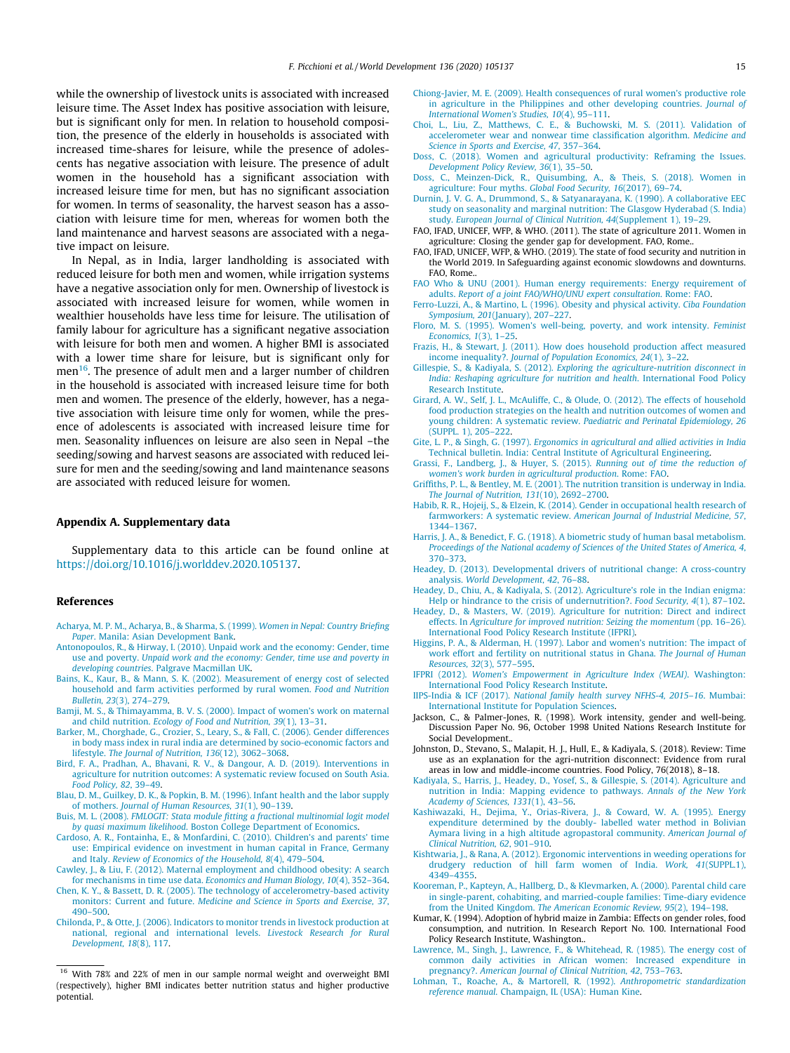while the ownership of livestock units is associated with increased leisure time. The Asset Index has positive association with leisure, but is significant only for men. In relation to household composition, the presence of the elderly in households is associated with increased time-shares for leisure, while the presence of adolescents has negative association with leisure. The presence of adult women in the household has a significant association with increased leisure time for men, but has no significant association for women. In terms of seasonality, the harvest season has a association with leisure time for men, whereas for women both the land maintenance and harvest seasons are associated with a negative impact on leisure.

In Nepal, as in India, larger landholding is associated with reduced leisure for both men and women, while irrigation systems have a negative association only for men. Ownership of livestock is associated with increased leisure for women, while women in wealthier households have less time for leisure. The utilisation of family labour for agriculture has a significant negative association with leisure for both men and women. A higher BMI is associated with a lower time share for leisure, but is significant only for men[16]. The presence of adult men and a larger number of children in the household is associated with increased leisure time for both men and women. The presence of the elderly, however, has a negative association with leisure time only for women, while the presence of adolescents is associated with increased leisure time for men. Seasonality influences on leisure are also seen in Nepal –the seeding/sowing and harvest seasons are associated with reduced leisure for men and the seeding/sowing and land maintenance seasons are associated with reduced leisure for women.

## Appendix A. Supplementary data

Supplementary data to this article can be found online at https://doi.org/10.1016/j.worlddev.2020.105137.

## References

Acharya, M. P. M., Acharya, B., & Sharma, S. (1999). *Women in Nepal: Country Briefing Paper*. Manila: Asian Development Bank.

Antonopoulos, R., & Hirway, I. (2010). Unpaid work and the economy: Gender, time use and poverty. *Unpaid work and the economy: Gender, time use and poverty in developing countries*. Palgrave Macmillan UK.

Bains, K., Kaur, B., & Mann, S. K. (2002). Measurement of energy cost of selected household and farm activities performed by rural women. *Food and Nutrition Bulletin, 23*(3), 274–279.

Bamji, M. S., & Thimayamma, B. V. S. (2000). Impact of women's work on maternal and child nutrition. *Ecology of Food and Nutrition, 39*(1), 13–31.

Barker, M., Chorghade, G., Crozier, S., Leary, S., & Fall, C. (2006). Gender differences in body mass index in rural india are determined by socio-economic factors and lifestyle. *The Journal of Nutrition, 136*(12), 3062–3068.

Bird, F. A., Pradhan, A., Bhavani, R. V., & Dangour, A. D. (2019). Interventions in agriculture for nutrition outcomes: A systematic review focused on South Asia. *Food Policy, 82*, 39–49.

Blau, D. M., Guilkey, D. K., & Popkin, B. M. (1996). Infant health and the labor supply of mothers. *Journal of Human Resources, 31*(1), 90–139.

Buis, M. L. (2008). *FMLOGIT: Stata module fitting a fractional multinomial logit model by quasi maximum likelihood*. Boston College Department of Economics.

Cardoso, A. R., Fontainha, E., & Monfardini, C. (2010). Children's and parents' time use: Empirical evidence on investment in human capital in France, Germany and Italy. *Review of Economics of the Household, 8*(4), 479–504.

Cawley, J., & Liu, F. (2012). Maternal employment and childhood obesity: A search for mechanisms in time use data. *Economics and Human Biology, 10*(4), 352–364.

Chen, K. Y., & Bassett, D. R. (2005). The technology of accelerometry-based activity monitors: Current and future. *Medicine and Science in Sports and Exercise, 37*, 490–500.

Chilonda, P., & Otte, J. (2006). Indicators to monitor trends in livestock production at national, regional and international levels. *Livestock Research for Rural Development, 18*(8), 117.

Chiong-Javier, M. E. (2009). Health consequences of rural women's productive role in agriculture in the Philippines and other developing countries. *Journal of International Women's Studies, 10*(4), 95–111.

Choi, L., Liu, Z., Matthews, C. E., & Buchowski, M. S. (2011). Validation of accelerometer wear and nonwear time classification algorithm. *Medicine and Science in Sports and Exercise, 47*, 357–364.

Doss, C. (2018). Women and agricultural productivity: Reframing the Issues. *Development Policy Review, 36*(1), 35–50.

Doss, C., Meinzen-Dick, R., Quisumbing, A., & Theis, S. (2018). Women in agriculture: Four myths. *Global Food Security, 16*(2017), 69–74.

Durnin, J. V. G. A., Drummond, S., & Satyanarayana, K. (1990). A collaborative EEC study on seasonality and marginal nutrition: The Glasgow Hyderabad (S. India) study. *European Journal of Clinical Nutrition, 44*(Supplement 1), 19–29.

FAO, IFAD, UNICEF, WFP, & WHO. (2011). The state of agriculture 2011. Women in agriculture: Closing the gender gap for development. FAO, Rome..

FAO, IFAD, UNICEF, WFP, & WHO. (2019). The state of food security and nutrition in the World 2019. In Safeguarding against economic slowdowns and downturns. FAO, Rome..

FAO Who & UNU (2001). Human energy requirements: Energy requirement of adults. *Report of a joint FAO/WHO/UNU expert consultation*. Rome: FAO.

Ferro-Luzzi, A., & Martino, L. (1996). Obesity and physical activity. *Ciba Foundation Symposium, 201*(January), 207–227.

Floro, M. S. (1995). Women's well-being, poverty, and work intensity. *Feminist Economics, 1*(3), 1–25.

Frazis, H., & Stewart, J. (2011). How does household production affect measured income inequality?. *Journal of Population Economics, 24*(1), 3–22.

Gillespie, S., & Kadiyala, S. (2012). *Exploring the agriculture-nutrition disconnect in India: Reshaping agriculture for nutrition and health*. International Food Policy Research Institute.

Girard, A. W., Self, J. L., McAuliffe, C., & Olude, O. (2012). The effects of household food production strategies on the health and nutrition outcomes of women and young children: A systematic review. *Paediatric and Perinatal Epidemiology, 26*(SUPPL. 1), 205–222.

Gite, L. P., & Singh, G. (1997). *Ergonomics in agricultural and allied activities in India* Technical bulletin. India: Central Institute of Agricultural Engineering.

Grassi, F., Landberg, J., & Huyer, S. (2015). *Running out of time the reduction of women's work burden in agricultural production*. Rome: FAO.

Griffiths, P. L., & Bentley, M. E. (2001). The nutrition transition is underway in India. *The Journal of Nutrition, 131*(10), 2692–2700.

Habib, R. R., Hojeij, S., & Elzein, K. (2014). Gender in occupational health research of farmworkers: A systematic review. *American Journal of Industrial Medicine, 57*, 1344–1367.

Harris, J. A., & Benedict, F. G. (1918). A biometric study of human basal metabolism. *Proceedings of the National academy of Sciences of the United States of America, 4*, 370–373.

Headey, D. (2013). Developmental drivers of nutritional change: A cross-country analysis. *World Development, 42*, 76–88.

Headey, D., Chiu, A., & Kadiyala, S. (2012). Agriculture's role in the Indian enigma: Help or hindrance to the crisis of undernutrition?. *Food Security, 4*(1), 87–102.

Headey, D., & Masters, W. (2019). Agriculture for nutrition: Direct and indirect effects. In *Agriculture for improved nutrition: Seizing the momentum* (pp. 16–26). International Food Policy Research Institute (IFPRI).

Higgins, P. A., & Alderman, H. (1997). Labor and women's nutrition: The impact of work effort and fertility on nutritional status in Ghana. *The Journal of Human Resources, 32*(3), 577–595.

IFPRI (2012). *Women's Empowerment in Agriculture Index (WEAI)*. Washington: International Food Policy Research Institute.

IIPS-India & ICF (2017). *National family health survey NFHS-4, 2015–16*. Mumbai: International Institute for Population Sciences.

Jackson, C., & Palmer-Jones, R. (1998). Work intensity, gender and well-being. Discussion Paper No. 96, October 1998 United Nations Research Institute for Social Development..

Johnston, D., Stevano, S., Malapit, H. J., Hull, E., & Kadiyala, S. (2018). Review: Time use as an explanation for the agri-nutrition disconnect: Evidence from rural areas in low and middle-income countries. Food Policy, 76(2018), 8–18.

Kadiyala, S., Harris, J., Headey, D., Yosef, S., & Gillespie, S. (2014). Agriculture and nutrition in India: Mapping evidence to pathways. *Annals of the New York Academy of Sciences, 1331*(1), 43–56.

Kashiwazaki, H., Dejima, Y., Orias-Rivera, J., & Coward, W. A. (1995). Energy expenditure determined by the doubly- labelled water method in Bolivian Aymara living in a high altitude agropastoral community. *American Journal of Clinical Nutrition, 62*, 901–910.

Kishtwaria, J., & Rana, A. (2012). Ergonomic interventions in weeding operations for drudgery reduction of hill farm women of India. *Work, 41*(SUPPL.1), 4349–4355.

Kooreman, P., Kapteyn, A., Hallberg, D., & Klevmarken, A. (2000). Parental child care in single-parent, cohabiting, and married-couple families: Time-diary evidence from the United Kingdom. *The American Economic Review, 95*(2), 194–198.

Kumar, K. (1994). Adoption of hybrid maize in Zambia: Effects on gender roles, food consumption, and nutrition. In Research Report No. 100. International Food Policy Research Institute, Washington..

Lawrence, M., Singh, J., Lawrence, F., & Whitehead, R. (1985). The energy cost of common daily activities in African women: Increased expenditure in pregnancy?. *American Journal of Clinical Nutrition, 42*, 753–763.

Lohman, T., Roache, A., & Martorell, R. (1992). *Anthropometric standardization reference manual*. Champaign, IL (USA): Human Kine.

[16] With 78% and 22% of men in our sample normal weight and overweight BMI (respectively), higher BMI indicates better nutrition status and higher productive potential.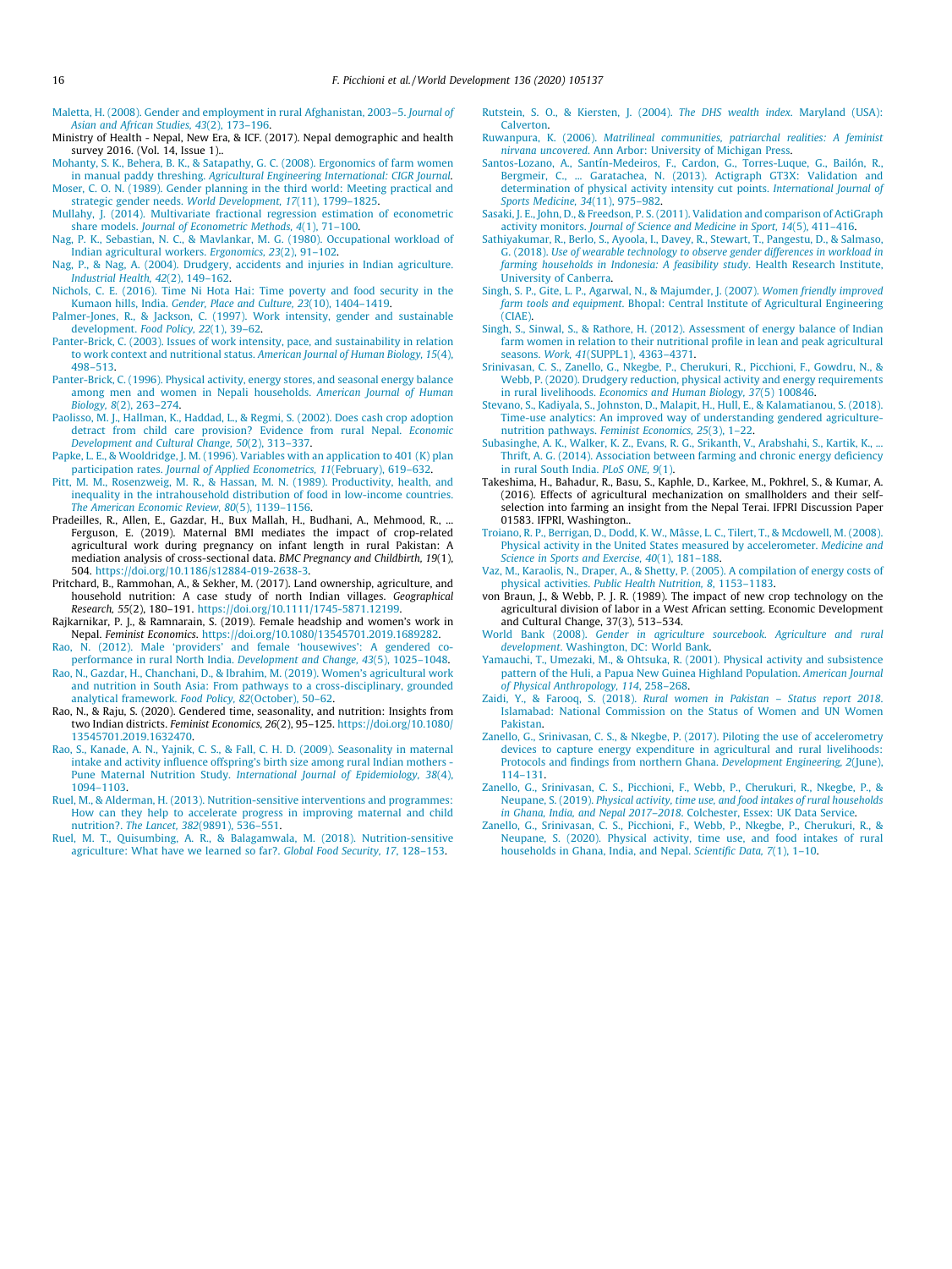Maletta, H. (2008). Gender and employment in rural Afghanistan, 2003–5. *Journal of Asian and African Studies, 43*(2), 173–196.

Ministry of Health - Nepal, New Era, & ICF. (2017). Nepal demographic and health survey 2016. (Vol. 14, Issue 1)..

Mohanty, S. K., Behera, B. K., & Satapathy, G. C. (2008). Ergonomics of farm women in manual paddy threshing. *Agricultural Engineering International: CIGR Journal*.

Moser, C. O. N. (1989). Gender planning in the third world: Meeting practical and strategic gender needs. *World Development, 17*(11), 1799–1825.

Mullahy, J. (2014). Multivariate fractional regression estimation of econometric share models. *Journal of Econometric Methods, 4*(1), 71–100.

Nag, P. K., Sebastian, N. C., & Mavlankar, M. G. (1980). Occupational workload of Indian agricultural workers. *Ergonomics, 23*(2), 91–102.

Nag, P., & Nag, A. (2004). Drudgery, accidents and injuries in Indian agriculture. *Industrial Health, 42*(2), 149–162.

Nichols, C. E. (2016). Time Ni Hota Hai: Time poverty and food security in the Kumaon hills, India. *Gender, Place and Culture, 23*(10), 1404–1419.

Palmer-Jones, R., & Jackson, C. (1997). Work intensity, gender and sustainable development. *Food Policy, 22*(1), 39–62.

Panter-Brick, C. (2003). Issues of work intensity, pace, and sustainability in relation to work context and nutritional status. *American Journal of Human Biology, 15*(4), 498–513.

Panter-Brick, C. (1996). Physical activity, energy stores, and seasonal energy balance among men and women in Nepali households. *American Journal of Human Biology, 8*(2), 263–274.

Paolisso, M. J., Hallman, K., Haddad, L., & Regmi, S. (2002). Does cash crop adoption detract from child care provision? Evidence from rural Nepal. *Economic Development and Cultural Change, 50*(2), 313–337.

Papke, L. E., & Wooldridge, J. M. (1996). Variables with an application to 401 (K) plan participation rates. *Journal of Applied Econometrics, 11*(February), 619–632.

Pitt, M. M., Rosenzweig, M. R., & Hassan, M. N. (1989). Productivity, health, and inequality in the intrahousehold distribution of food in low-income countries. *The American Economic Review, 80*(5), 1139–1156.

Pradeilles, R., Allen, E., Gazdar, H., Bux Mallah, H., Budhani, A., Mehmood, R., ... Ferguson, E. (2019). Maternal BMI mediates the impact of crop-related agricultural work during pregnancy on infant length in rural Pakistan: A mediation analysis of cross-sectional data. *BMC Pregnancy and Childbirth, 19*(1), 504. https://doi.org/10.1186/s12884-019-2638-3.

Pritchard, B., Rammohan, A., & Sekher, M. (2017). Land ownership, agriculture, and household nutrition: A case study of north Indian villages. *Geographical Research, 55*(2), 180–191. https://doi.org/10.1111/1745-5871.12199.

Rajkarnikar, P. J., & Ramnarain, S. (2019). Female headship and women's work in Nepal. *Feminist Economics*. https://doi.org/10.1080/13545701.2019.1689282.

Rao, N. (2012). Male 'providers' and female 'housewives': A gendered co-performance in rural North India. *Development and Change, 43*(5), 1025–1048.

Rao, N., Gazdar, H., Chanchani, D., & Ibrahim, M. (2019). Women's agricultural work and nutrition in South Asia: From pathways to a cross-disciplinary, grounded analytical framework. *Food Policy, 82*(October), 50–62.

Rao, N., & Raju, S. (2020). Gendered time, seasonality, and nutrition: Insights from two Indian districts. *Feminist Economics, 26*(2), 95–125. https://doi.org/10.1080/13545701.2019.1632470.

Rao, S., Kanade, A. N., Yajnik, C. S., & Fall, C. H. D. (2009). Seasonality in maternal intake and activity influence offspring's birth size among rural Indian mothers - Pune Maternal Nutrition Study. *International Journal of Epidemiology, 38*(4), 1094–1103.

Ruel, M., & Alderman, H. (2013). Nutrition-sensitive interventions and programmes: How can they help to accelerate progress in improving maternal and child nutrition?. *The Lancet, 382*(9891), 536–551.

Ruel, M. T., Quisumbing, A. R., & Balagamwala, M. (2018). Nutrition-sensitive agriculture: What have we learned so far?. *Global Food Security, 17*, 128–153.

Rutstein, S. O., & Kiersten, J. (2004). *The DHS wealth index*. Maryland (USA): Calverton.

Ruwanpura, K. (2006). *Matrilineal communities, patriarchal realities: A feminist nirvana uncovered*. Ann Arbor: University of Michigan Press.

Santos-Lozano, A., Santín-Medeiros, F., Cardon, G., Torres-Luque, G., Bailón, R., Bergmeir, C., ... Garatachea, N. (2013). Actigraph GT3X: Validation and determination of physical activity intensity cut points. *International Journal of Sports Medicine, 34*(11), 975–982.

Sasaki, J. E., John, D., & Freedson, P. S. (2011). Validation and comparison of ActiGraph activity monitors. *Journal of Science and Medicine in Sport, 14*(5), 411–416.

Sathiyakumar, R., Berlo, S., Ayoola, I., Davey, R., Stewart, T., Pangestu, D., & Salmaso, G. (2018). *Use of wearable technology to observe gender differences in workload in farming households in Indonesia: A feasibility study*. Health Research Institute, University of Canberra.

Singh, S. P., Gite, L. P., Agarwal, N., & Majumder, J. (2007). *Women friendly improved farm tools and equipment*. Bhopal: Central Institute of Agricultural Engineering (CIAE).

Singh, S., Sinwal, S., & Rathore, H. (2012). Assessment of energy balance of Indian farm women in relation to their nutritional profile in lean and peak agricultural seasons. *Work, 41*(SUPPL.1), 4363–4371.

Srinivasan, C. S., Zanello, G., Nkegbe, P., Cherukuri, R., Picchioni, F., Gowdru, N., & Webb, P. (2020). Drudgery reduction, physical activity and energy requirements in rural livelihoods. *Economics and Human Biology, 37*(5) 100846.

Stevano, S., Kadiyala, S., Johnston, D., Malapit, H., Hull, E., & Kalamatianou, S. (2018). Time-use analytics: An improved way of understanding gendered agriculture-nutrition pathways. *Feminist Economics, 25*(3), 1–22.

Subasinghe, A. K., Walker, K. Z., Evans, R. G., Srikanth, V., Arabshahi, S., Kartik, K., ... Thrift, A. G. (2014). Association between farming and chronic energy deficiency in rural South India. *PLoS ONE, 9*(1).

Takeshima, H., Bahadur, R., Basu, S., Kaphle, D., Karkee, M., Pokhrel, S., & Kumar, A. (2016). Effects of agricultural mechanization on smallholders and their self-selection into farming an insight from the Nepal Terai. IFPRI Discussion Paper 01583. IFPRI, Washington..

Troiano, R. P., Berrigan, D., Dodd, K. W., Mâsse, L. C., Tilert, T., & Mcdowell, M. (2008). Physical activity in the United States measured by accelerometer. *Medicine and Science in Sports and Exercise, 40*(1), 181–188.

Vaz, M., Karaolis, N., Draper, A., & Shetty, P. (2005). A compilation of energy costs of physical activities. *Public Health Nutrition, 8*, 1153–1183.

von Braun, J., & Webb, P. J. R. (1989). The impact of new crop technology on the agricultural division of labor in a West African setting. Economic Development and Cultural Change, 37(3), 513–534.

World Bank (2008). *Gender in agriculture sourcebook. Agriculture and rural development*. Washington, DC: World Bank.

Yamauchi, T., Umezaki, M., & Ohtsuka, R. (2001). Physical activity and subsistence pattern of the Huli, a Papua New Guinea Highland Population. *American Journal of Physical Anthropology, 114*, 258–268.

Zaidi, Y., & Farooq, S. (2018). *Rural women in Pakistan – Status report 2018*. Islamabad: National Commission on the Status of Women and UN Women Pakistan.

Zanello, G., Srinivasan, C. S., & Nkegbe, P. (2017). Piloting the use of accelerometry devices to capture energy expenditure in agricultural and rural livelihoods: Protocols and findings from northern Ghana. *Development Engineering, 2*(June), 114–131.

Zanello, G., Srinivasan, C. S., Picchioni, F., Webb, P., Cherukuri, R., Nkegbe, P., & Neupane, S. (2019). *Physical activity, time use, and food intakes of rural households in Ghana, India, and Nepal 2017–2018*. Colchester, Essex: UK Data Service.

Zanello, G., Srinivasan, C. S., Picchioni, F., Webb, P., Nkegbe, P., Cherukuri, R., & Neupane, S. (2020). Physical activity, time use, and food intakes of rural households in Ghana, India, and Nepal. *Scientific Data, 7*(1), 1–10.